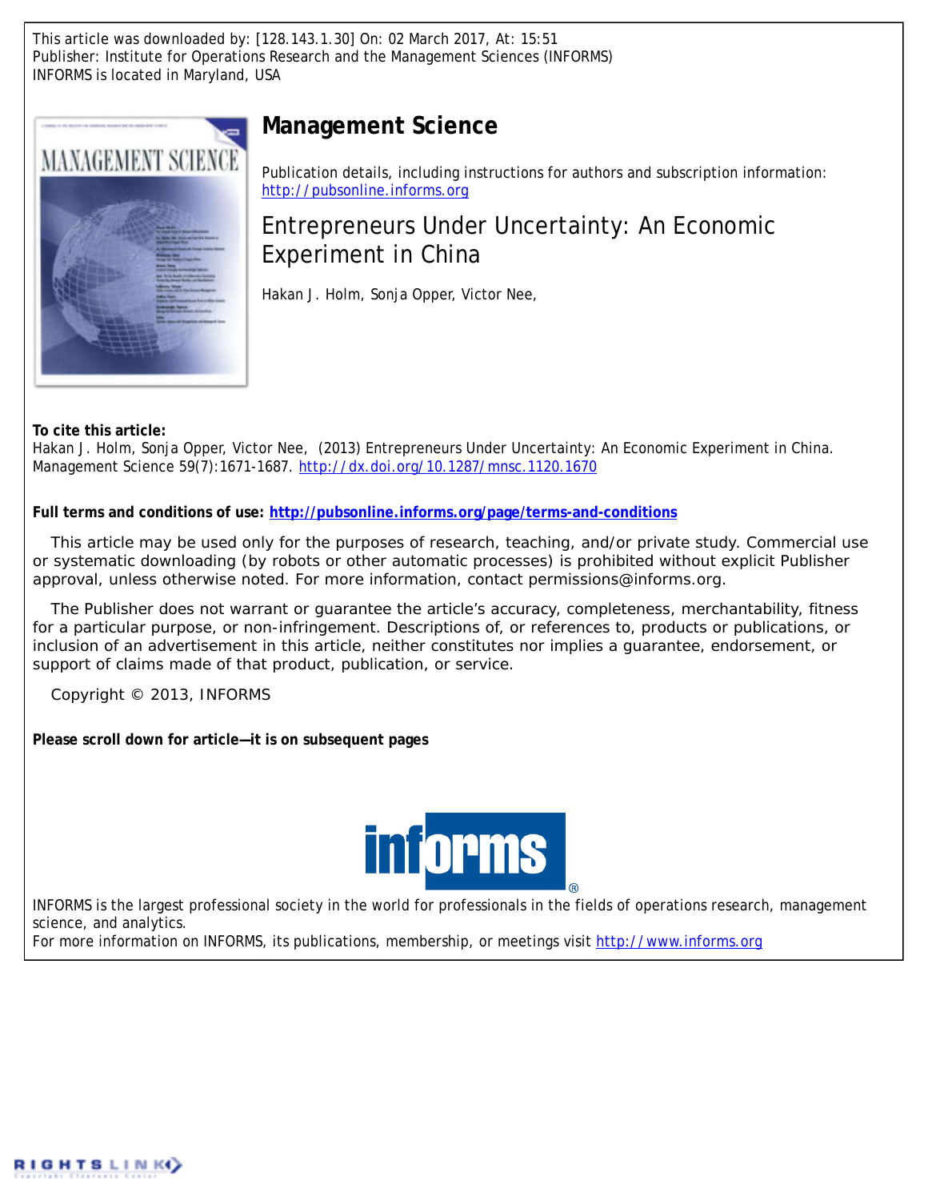This article was downloaded by: [128.143.1.30] On: 02 March 2017, At: 15:51
Publisher: Institute for Operations Research and the Management Sciences (INFORMS)
INFORMS is located in Maryland, USA

# Management Science

Publication details, including instructions for authors and subscription information:
http://pubsonline.informs.org

## Entrepreneurs Under Uncertainty: An Economic Experiment in China

Hakan J. Holm, Sonja Opper, Victor Nee,

**To cite this article:**
Hakan J. Holm, Sonja Opper, Victor Nee, (2013) Entrepreneurs Under Uncertainty: An Economic Experiment in China. Management Science 59(7):1671-1687. http://dx.doi.org/10.1287/mnsc.1120.1670

**Full terms and conditions of use: http://pubsonline.informs.org/page/terms-and-conditions**

This article may be used only for the purposes of research, teaching, and/or private study. Commercial use or systematic downloading (by robots or other automatic processes) is prohibited without explicit Publisher approval, unless otherwise noted. For more information, contact permissions@informs.org.

The Publisher does not warrant or guarantee the article's accuracy, completeness, merchantability, fitness for a particular purpose, or non-infringement. Descriptions of, or references to, products or publications, or inclusion of an advertisement in this article, neither constitutes nor implies a guarantee, endorsement, or support of claims made of that product, publication, or service.

Copyright © 2013, INFORMS

**Please scroll down for article—it is on subsequent pages**

INFORMS is the largest professional society in the world for professionals in the fields of operations research, management science, and analytics.
For more information on INFORMS, its publications, membership, or meetings visit http://www.informs.org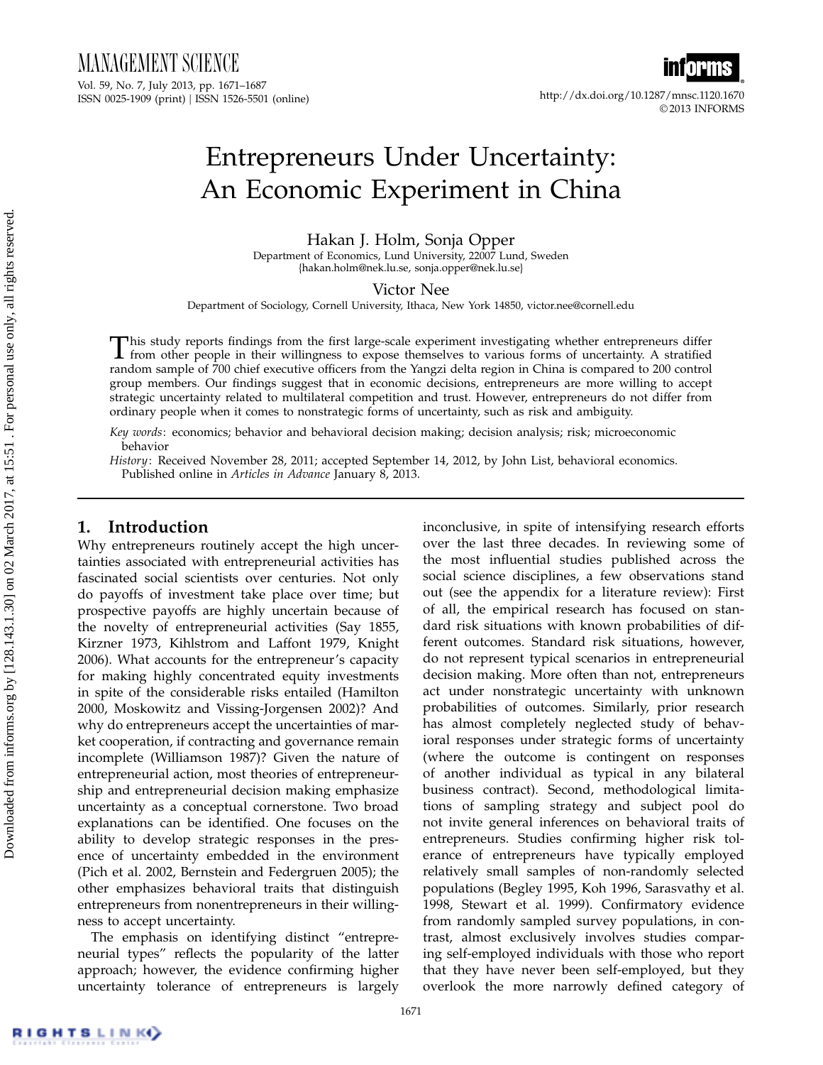# Entrepreneurs Under Uncertainty: An Economic Experiment in China

Hakan J. Holm, Sonja Opper

Department of Economics, Lund University, 22007 Lund, Sweden
{hakan.holm@nek.lu.se, sonja.opper@nek.lu.se}

Victor Nee

Department of Sociology, Cornell University, Ithaca, New York 14850, victor.nee@cornell.edu

This study reports findings from the first large-scale experiment investigating whether entrepreneurs differ from other people in their willingness to expose themselves to various forms of uncertainty. A stratified random sample of 700 chief executive officers from the Yangzi delta region in China is compared to 200 control group members. Our findings suggest that in economic decisions, entrepreneurs are more willing to accept strategic uncertainty related to multilateral competition and trust. However, entrepreneurs do not differ from ordinary people when it comes to nonstrategic forms of uncertainty, such as risk and ambiguity.

*Key words*: economics; behavior and behavioral decision making; decision analysis; risk; microeconomic behavior

*History*: Received November 28, 2011; accepted September 14, 2012, by John List, behavioral economics. Published online in *Articles in Advance* January 8, 2013.

## 1. Introduction

Why entrepreneurs routinely accept the high uncertainties associated with entrepreneurial activities has fascinated social scientists over centuries. Not only do payoffs of investment take place over time; but prospective payoffs are highly uncertain because of the novelty of entrepreneurial activities (Say 1855, Kirzner 1973, Kihlstrom and Laffont 1979, Knight 2006). What accounts for the entrepreneur's capacity for making highly concentrated equity investments in spite of the considerable risks entailed (Hamilton 2000, Moskowitz and Vissing-Jorgensen 2002)? And why do entrepreneurs accept the uncertainties of market cooperation, if contracting and governance remain incomplete (Williamson 1987)? Given the nature of entrepreneurial action, most theories of entrepreneurship and entrepreneurial decision making emphasize uncertainty as a conceptual cornerstone. Two broad explanations can be identified. One focuses on the ability to develop strategic responses in the presence of uncertainty embedded in the environment (Pich et al. 2002, Bernstein and Federgruen 2005); the other emphasizes behavioral traits that distinguish entrepreneurs from nonentrepreneurs in their willingness to accept uncertainty.

The emphasis on identifying distinct "entrepreneurial types" reflects the popularity of the latter approach; however, the evidence confirming higher uncertainty tolerance of entrepreneurs is largely inconclusive, in spite of intensifying research efforts over the last three decades. In reviewing some of the most influential studies published across the social science disciplines, a few observations stand out (see the appendix for a literature review): First of all, the empirical research has focused on standard risk situations with known probabilities of different outcomes. Standard risk situations, however, do not represent typical scenarios in entrepreneurial decision making. More often than not, entrepreneurs act under nonstrategic uncertainty with unknown probabilities of outcomes. Similarly, prior research has almost completely neglected study of behavioral responses under strategic forms of uncertainty (where the outcome is contingent on responses of another individual as typical in any bilateral business contract). Second, methodological limitations of sampling strategy and subject pool do not invite general inferences on behavioral traits of entrepreneurs. Studies confirming higher risk tolerance of entrepreneurs have typically employed relatively small samples of non-randomly selected populations (Begley 1995, Koh 1996, Sarasvathy et al. 1998, Stewart et al. 1999). Confirmatory evidence from randomly sampled survey populations, in contrast, almost exclusively involves studies comparing self-employed individuals with those who report that they have never been self-employed, but they overlook the more narrowly defined category of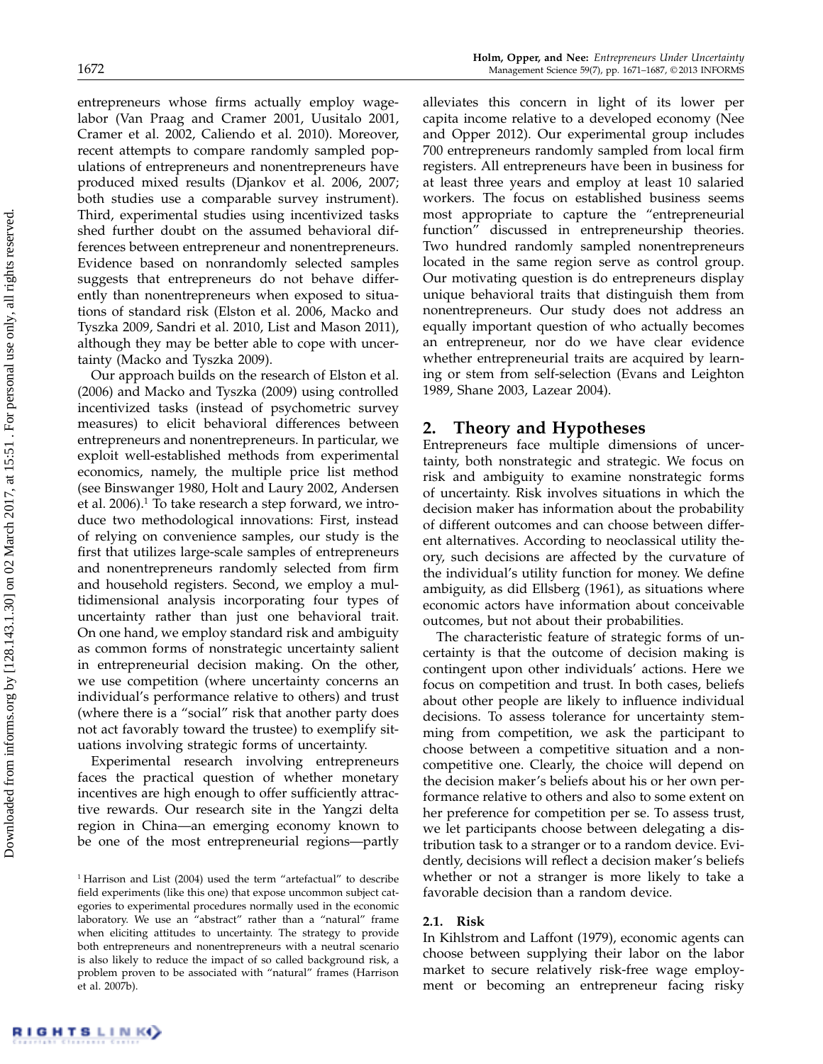entrepreneurs whose firms actually employ wage-labor (Van Praag and Cramer 2001, Uusitalo 2001, Cramer et al. 2002, Caliendo et al. 2010). Moreover, recent attempts to compare randomly sampled populations of entrepreneurs and nonentrepreneurs have produced mixed results (Djankov et al. 2006, 2007; both studies use a comparable survey instrument). Third, experimental studies using incentivized tasks shed further doubt on the assumed behavioral differences between entrepreneur and nonentrepreneurs. Evidence based on nonrandomly selected samples suggests that entrepreneurs do not behave differently than nonentrepreneurs when exposed to situations of standard risk (Elston et al. 2006, Macko and Tyszka 2009, Sandri et al. 2010, List and Mason 2011), although they may be better able to cope with uncertainty (Macko and Tyszka 2009).

Our approach builds on the research of Elston et al. (2006) and Macko and Tyszka (2009) using controlled incentivized tasks (instead of psychometric survey measures) to elicit behavioral differences between entrepreneurs and nonentrepreneurs. In particular, we exploit well-established methods from experimental economics, namely, the multiple price list method (see Binswanger 1980, Holt and Laury 2002, Andersen et al. 2006).[1] To take research a step forward, we introduce two methodological innovations: First, instead of relying on convenience samples, our study is the first that utilizes large-scale samples of entrepreneurs and nonentrepreneurs randomly selected from firm and household registers. Second, we employ a multidimensional analysis incorporating four types of uncertainty rather than just one behavioral trait. On one hand, we employ standard risk and ambiguity as common forms of nonstrategic uncertainty salient in entrepreneurial decision making. On the other, we use competition (where uncertainty concerns an individual's performance relative to others) and trust (where there is a "social" risk that another party does not act favorably toward the trustee) to exemplify situations involving strategic forms of uncertainty.

Experimental research involving entrepreneurs faces the practical question of whether monetary incentives are high enough to offer sufficiently attractive rewards. Our research site in the Yangzi delta region in China—an emerging economy known to be one of the most entrepreneurial regions—partly alleviates this concern in light of its lower per capita income relative to a developed economy (Nee and Opper 2012). Our experimental group includes 700 entrepreneurs randomly sampled from local firm registers. All entrepreneurs have been in business for at least three years and employ at least 10 salaried workers. The focus on established business seems most appropriate to capture the "entrepreneurial function" discussed in entrepreneurship theories. Two hundred randomly sampled nonentrepreneurs located in the same region serve as control group. Our motivating question is do entrepreneurs display unique behavioral traits that distinguish them from nonentrepreneurs. Our study does not address an equally important question of who actually becomes an entrepreneur, nor do we have clear evidence whether entrepreneurial traits are acquired by learning or stem from self-selection (Evans and Leighton 1989, Shane 2003, Lazear 2004).

## 2. Theory and Hypotheses

Entrepreneurs face multiple dimensions of uncertainty, both nonstrategic and strategic. We focus on risk and ambiguity to examine nonstrategic forms of uncertainty. Risk involves situations in which the decision maker has information about the probability of different outcomes and can choose between different alternatives. According to neoclassical utility theory, such decisions are affected by the curvature of the individual's utility function for money. We define ambiguity, as did Ellsberg (1961), as situations where economic actors have information about conceivable outcomes, but not about their probabilities.

The characteristic feature of strategic forms of uncertainty is that the outcome of decision making is contingent upon other individuals' actions. Here we focus on competition and trust. In both cases, beliefs about other people are likely to influence individual decisions. To assess tolerance for uncertainty stemming from competition, we ask the participant to choose between a competitive situation and a noncompetitive one. Clearly, the choice will depend on the decision maker's beliefs about his or her own performance relative to others and also to some extent on her preference for competition per se. To assess trust, we let participants choose between delegating a distribution task to a stranger or to a random device. Evidently, decisions will reflect a decision maker's beliefs whether or not a stranger is more likely to take a favorable decision than a random device.

### 2.1. Risk

In Kihlstrom and Laffont (1979), economic agents can choose between supplying their labor on the labor market to secure relatively risk-free wage employment or becoming an entrepreneur facing risky

[1] Harrison and List (2004) used the term "artefactual" to describe field experiments (like this one) that expose uncommon subject categories to experimental procedures normally used in the economic laboratory. We use an "abstract" rather than a "natural" frame when eliciting attitudes to uncertainty. The strategy to provide both entrepreneurs and nonentrepreneurs with a neutral scenario is also likely to reduce the impact of so called background risk, a problem proven to be associated with "natural" frames (Harrison et al. 2007b).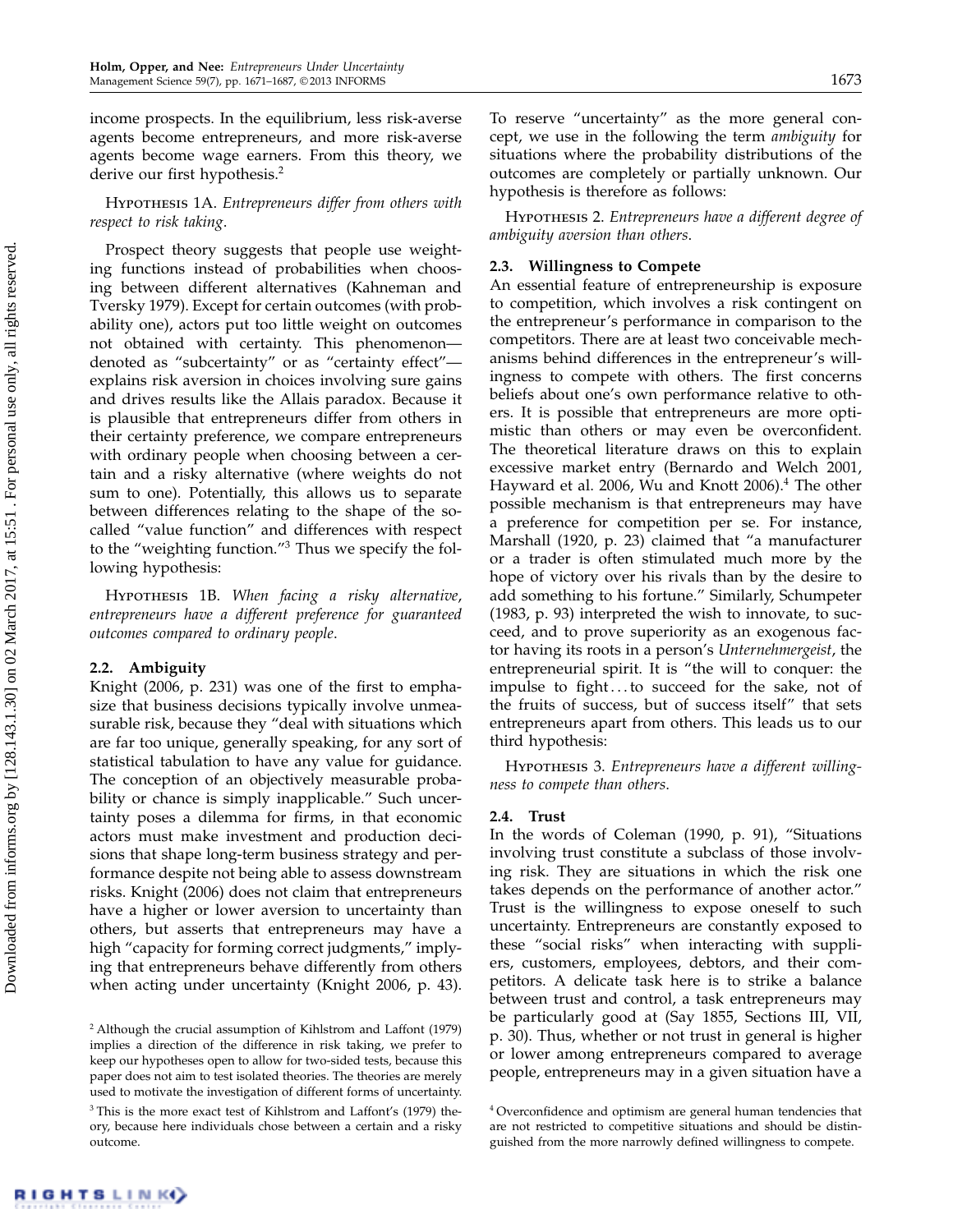income prospects. In the equilibrium, less risk-averse agents become entrepreneurs, and more risk-averse agents become wage earners. From this theory, we derive our first hypothesis.[2]

Hypothesis 1A. *Entrepreneurs differ from others with respect to risk taking.*

Prospect theory suggests that people use weighting functions instead of probabilities when choosing between different alternatives (Kahneman and Tversky 1979). Except for certain outcomes (with probability one), actors put too little weight on outcomes not obtained with certainty. This phenomenon—denoted as "subcertainty" or as "certainty effect"—explains risk aversion in choices involving sure gains and drives results like the Allais paradox. Because it is plausible that entrepreneurs differ from others in their certainty preference, we compare entrepreneurs with ordinary people when choosing between a certain and a risky alternative (where weights do not sum to one). Potentially, this allows us to separate between differences relating to the shape of the so-called "value function" and differences with respect to the "weighting function."[3] Thus we specify the following hypothesis:

Hypothesis 1B. *When facing a risky alternative, entrepreneurs have a different preference for guaranteed outcomes compared to ordinary people.*

### 2.2. Ambiguity

Knight (2006, p. 231) was one of the first to emphasize that business decisions typically involve unmeasurable risk, because they "deal with situations which are far too unique, generally speaking, for any sort of statistical tabulation to have any value for guidance. The conception of an objectively measurable probability or chance is simply inapplicable." Such uncertainty poses a dilemma for firms, in that economic actors must make investment and production decisions that shape long-term business strategy and performance despite not being able to assess downstream risks. Knight (2006) does not claim that entrepreneurs have a higher or lower aversion to uncertainty than others, but asserts that entrepreneurs may have a high "capacity for forming correct judgments," implying that entrepreneurs behave differently from others when acting under uncertainty (Knight 2006, p. 43). To reserve "uncertainty" as the more general concept, we use in the following the term *ambiguity* for situations where the probability distributions of the outcomes are completely or partially unknown. Our hypothesis is therefore as follows:

Hypothesis 2. *Entrepreneurs have a different degree of ambiguity aversion than others.*

### 2.3. Willingness to Compete

An essential feature of entrepreneurship is exposure to competition, which involves a risk contingent on the entrepreneur's performance in comparison to the competitors. There are at least two conceivable mechanisms behind differences in the entrepreneur's willingness to compete with others. The first concerns beliefs about one's own performance relative to others. It is possible that entrepreneurs are more optimistic than others or may even be overconfident. The theoretical literature draws on this to explain excessive market entry (Bernardo and Welch 2001, Hayward et al. 2006, Wu and Knott 2006).[4] The other possible mechanism is that entrepreneurs may have a preference for competition per se. For instance, Marshall (1920, p. 23) claimed that "a manufacturer or a trader is often stimulated much more by the hope of victory over his rivals than by the desire to add something to his fortune." Similarly, Schumpeter (1983, p. 93) interpreted the wish to innovate, to succeed, and to prove superiority as an exogenous factor having its roots in a person's *Unternehmergeist*, the entrepreneurial spirit. It is "the will to conquer: the impulse to fight ... to succeed for the sake, not of the fruits of success, but of success itself" that sets entrepreneurs apart from others. This leads us to our third hypothesis:

Hypothesis 3. *Entrepreneurs have a different willingness to compete than others.*

### 2.4. Trust

In the words of Coleman (1990, p. 91), "Situations involving trust constitute a subclass of those involving risk. They are situations in which the risk one takes depends on the performance of another actor." Trust is the willingness to expose oneself to such uncertainty. Entrepreneurs are constantly exposed to these "social risks" when interacting with suppliers, customers, employees, debtors, and their competitors. A delicate task here is to strike a balance between trust and control, a task entrepreneurs may be particularly good at (Say 1855, Sections III, VII, p. 30). Thus, whether or not trust in general is higher or lower among entrepreneurs compared to average people, entrepreneurs may in a given situation have a

[2] Although the crucial assumption of Kihlstrom and Laffont (1979) implies a direction of the difference in risk taking, we prefer to keep our hypotheses open to allow for two-sided tests, because this paper does not aim to test isolated theories. The theories are merely used to motivate the investigation of different forms of uncertainty.

[3] This is the more exact test of Kihlstrom and Laffont's (1979) theory, because here individuals chose between a certain and a risky outcome.

[4] Overconfidence and optimism are general human tendencies that are not restricted to competitive situations and should be distinguished from the more narrowly defined willingness to compete.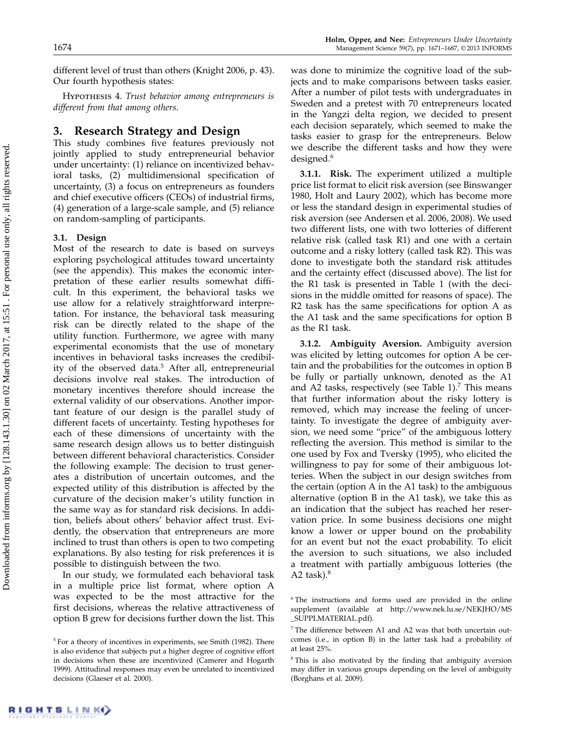different level of trust than others (Knight 2006, p. 43). Our fourth hypothesis states:

Hypothesis 4. *Trust behavior among entrepreneurs is different from that among others.*

## 3. Research Strategy and Design

This study combines five features previously not jointly applied to study entrepreneurial behavior under uncertainty: (1) reliance on incentivized behavioral tasks, (2) multidimensional specification of uncertainty, (3) a focus on entrepreneurs as founders and chief executive officers (CEOs) of industrial firms, (4) generation of a large-scale sample, and (5) reliance on random-sampling of participants.

### 3.1. Design

Most of the research to date is based on surveys exploring psychological attitudes toward uncertainty (see the appendix). This makes the economic interpretation of these earlier results somewhat difficult. In this experiment, the behavioral tasks we use allow for a relatively straightforward interpretation. For instance, the behavioral task measuring risk can be directly related to the shape of the utility function. Furthermore, we agree with many experimental economists that the use of monetary incentives in behavioral tasks increases the credibility of the observed data.[5] After all, entrepreneurial decisions involve real stakes. The introduction of monetary incentives therefore should increase the external validity of our observations. Another important feature of our design is the parallel study of different facets of uncertainty. Testing hypotheses for each of these dimensions of uncertainty with the same research design allows us to better distinguish between different behavioral characteristics. Consider the following example: The decision to trust generates a distribution of uncertain outcomes, and the expected utility of this distribution is affected by the curvature of the decision maker's utility function in the same way as for standard risk decisions. In addition, beliefs about others' behavior affect trust. Evidently, the observation that entrepreneurs are more inclined to trust than others is open to two competing explanations. By also testing for risk preferences it is possible to distinguish between the two.

In our study, we formulated each behavioral task in a multiple price list format, where option A was expected to be the most attractive for the first decisions, whereas the relative attractiveness of option B grew for decisions further down the list. This was done to minimize the cognitive load of the subjects and to make comparisons between tasks easier. After a number of pilot tests with undergraduates in Sweden and a pretest with 70 entrepreneurs located in the Yangzi delta region, we decided to present each decision separately, which seemed to make the tasks easier to grasp for the entrepreneurs. Below we describe the different tasks and how they were designed.[6]

**3.1.1. Risk.** The experiment utilized a multiple price list format to elicit risk aversion (see Binswanger 1980, Holt and Laury 2002), which has become more or less the standard design in experimental studies of risk aversion (see Andersen et al. 2006, 2008). We used two different lists, one with two lotteries of different relative risk (called task R1) and one with a certain outcome and a risky lottery (called task R2). This was done to investigate both the standard risk attitudes and the certainty effect (discussed above). The list for the R1 task is presented in Table 1 (with the decisions in the middle omitted for reasons of space). The R2 task has the same specifications for option A as the A1 task and the same specifications for option B as the R1 task.

**3.1.2. Ambiguity Aversion.** Ambiguity aversion was elicited by letting outcomes for option A be certain and the probabilities for the outcomes in option B be fully or partially unknown, denoted as the A1 and A2 tasks, respectively (see Table 1).[7] This means that further information about the risky lottery is removed, which may increase the feeling of uncertainty. To investigate the degree of ambiguity aversion, we need some "price" of the ambiguous lottery reflecting the aversion. This method is similar to the one used by Fox and Tversky (1995), who elicited the willingness to pay for some of their ambiguous lotteries. When the subject in our design switches from the certain (option A in the A1 task) to the ambiguous alternative (option B in the A1 task), we take this as an indication that the subject has reached her reservation price. In some business decisions one might know a lower or upper bound on the probability for an event but not the exact probability. To elicit the aversion to such situations, we also included a treatment with partially ambiguous lotteries (the A2 task).[8]

[5] For a theory of incentives in experiments, see Smith (1982). There is also evidence that subjects put a higher degree of cognitive effort in decisions when these are incentivized (Camerer and Hogarth 1999). Attitudinal responses may even be unrelated to incentivized decisions (Glaeser et al. 2000).

[6] The instructions and forms used are provided in the online supplement (available at http://www.nek.lu.se/NEKJHO/MS_SUPPLMATERIAL.pdf).

[7] The difference between A1 and A2 was that both uncertain outcomes (i.e., in option B) in the latter task had a probability of at least 25%.

[8] This is also motivated by the finding that ambiguity aversion may differ in various groups depending on the level of ambiguity (Borghans et al. 2009).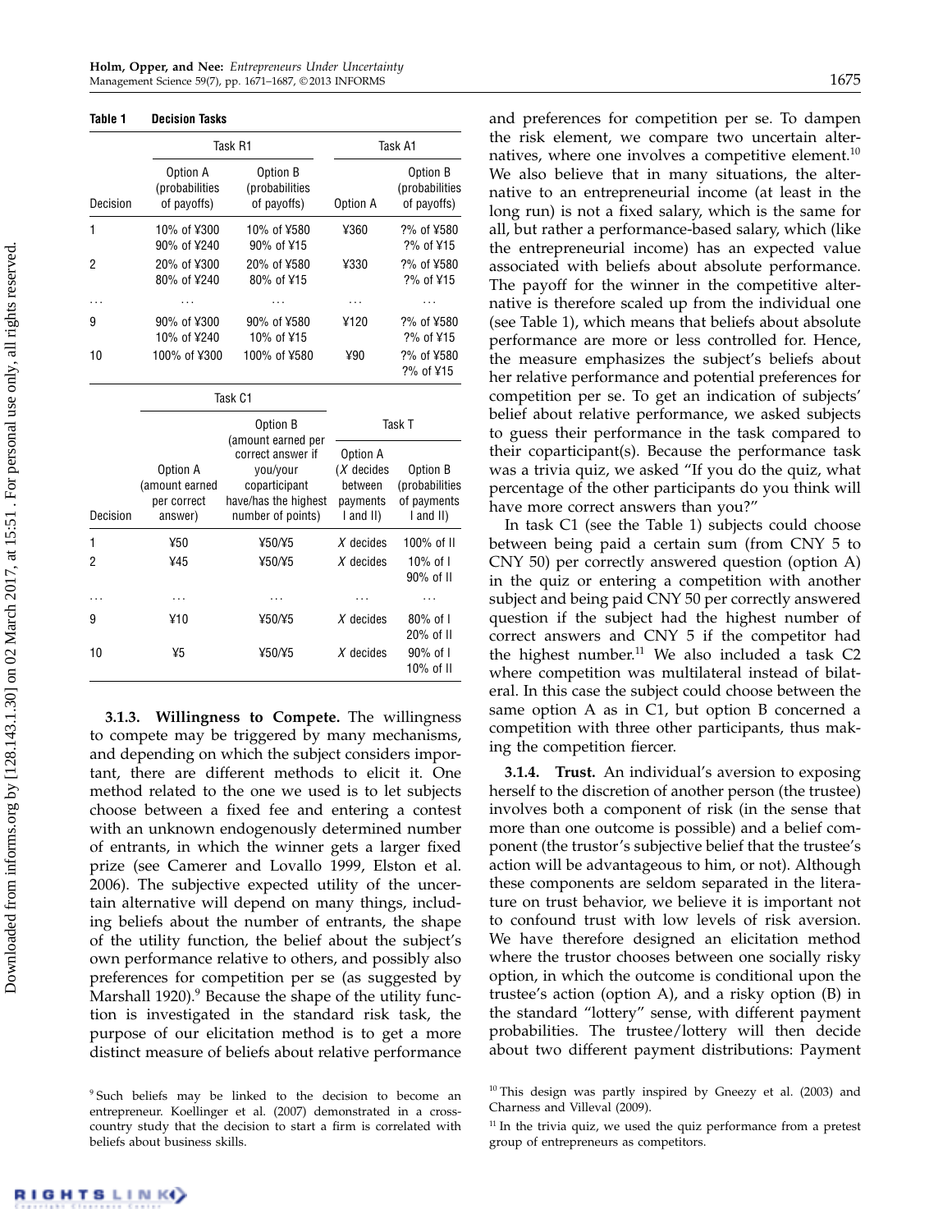**Table 1 Decision Tasks**

| | Task R1 | | Task A1 | |
|---|---|---|---|---|
| Decision | Option A (probabilities of payoffs) | Option B (probabilities of payoffs) | Option A | Option B (probabilities of payoffs) |
| 1 | 10% of ¥300<br>90% of ¥240 | 10% of ¥580<br>90% of ¥15 | ¥360 | ?% of ¥580<br>?% of ¥15 |
| 2 | 20% of ¥300<br>80% of ¥240 | 20% of ¥580<br>80% of ¥15 | ¥330 | ?% of ¥580<br>?% of ¥15 |
| ... | ... | ... | ... | ... |
| 9 | 90% of ¥300<br>10% of ¥240 | 90% of ¥580<br>10% of ¥15 | ¥120 | ?% of ¥580<br>?% of ¥15 |
| 10 | 100% of ¥300 | 100% of ¥580 | ¥90 | ?% of ¥580<br>?% of ¥15 |

| | Task C1 | | Task T | |
|---|---|---|---|---|
| Decision | Option A (amount earned per correct answer) | Option B (amount earned per correct answer if you/your coparticipant have/has the highest number of points) | Option A ($X$ decides between payments I and II) | Option B (probabilities of payments I and II) |
| 1 | ¥50 | ¥50/¥5 | $X$ decides | 100% of II |
| 2 | ¥45 | ¥50/¥5 | $X$ decides | 10% of I<br>90% of II |
| ... | ... | ... | ... | ... |
| 9 | ¥10 | ¥50/¥5 | $X$ decides | 80% of I<br>20% of II |
| 10 | ¥5 | ¥50/¥5 | $X$ decides | 90% of I<br>10% of II |

**3.1.3. Willingness to Compete.** The willingness to compete may be triggered by many mechanisms, and depending on which the subject considers important, there are different methods to elicit it. One method related to the one we used is to let subjects choose between a fixed fee and entering a contest with an unknown endogenously determined number of entrants, in which the winner gets a larger fixed prize (see Camerer and Lovallo 1999, Elston et al. 2006). The subjective expected utility of the uncertain alternative will depend on many things, including beliefs about the number of entrants, the shape of the utility function, the belief about the subject's own performance relative to others, and possibly also preferences for competition per se (as suggested by Marshall 1920).[9] Because the shape of the utility function is investigated in the standard risk task, the purpose of our elicitation method is to get a more distinct measure of beliefs about relative performance and preferences for competition per se. To dampen the risk element, we compare two uncertain alternatives, where one involves a competitive element.[10] We also believe that in many situations, the alternative to an entrepreneurial income (at least in the long run) is not a fixed salary, which is the same for all, but rather a performance-based salary, which (like the entrepreneurial income) has an expected value associated with beliefs about absolute performance. The payoff for the winner in the competitive alternative is therefore scaled up from the individual one (see Table 1), which means that beliefs about absolute performance are more or less controlled for. Hence, the measure emphasizes the subject's beliefs about her relative performance and potential preferences for competition per se. To get an indication of subjects' belief about relative performance, we asked subjects to guess their performance in the task compared to their coparticipant(s). Because the performance task was a trivia quiz, we asked "If you do the quiz, what percentage of the other participants do you think will have more correct answers than you?"

In task C1 (see the Table 1) subjects could choose between being paid a certain sum (from CNY 5 to CNY 50) per correctly answered question (option A) in the quiz or entering a competition with another subject and being paid CNY 50 per correctly answered question if the subject had the highest number of correct answers and CNY 5 if the competitor had the highest number.[11] We also included a task C2 where competition was multilateral instead of bilateral. In this case the subject could choose between the same option A as in C1, but option B concerned a competition with three other participants, thus making the competition fiercer.

**3.1.4. Trust.** An individual's aversion to exposing herself to the discretion of another person (the trustee) involves both a component of risk (in the sense that more than one outcome is possible) and a belief component (the trustor's subjective belief that the trustee's action will be advantageous to him, or not). Although these components are seldom separated in the literature on trust behavior, we believe it is important not to confound trust with low levels of risk aversion. We have therefore designed an elicitation method where the trustor chooses between one socially risky option, in which the outcome is conditional upon the trustee's action (option A), and a risky option (B) in the standard "lottery" sense, with different payment probabilities. The trustee/lottery will then decide about two different payment distributions: Payment

[9] Such beliefs may be linked to the decision to become an entrepreneur. Koellinger et al. (2007) demonstrated in a cross-country study that the decision to start a firm is correlated with beliefs about business skills.

[10] This design was partly inspired by Gneezy et al. (2003) and Charness and Villeval (2009).

[11] In the trivia quiz, we used the quiz performance from a pretest group of entrepreneurs as competitors.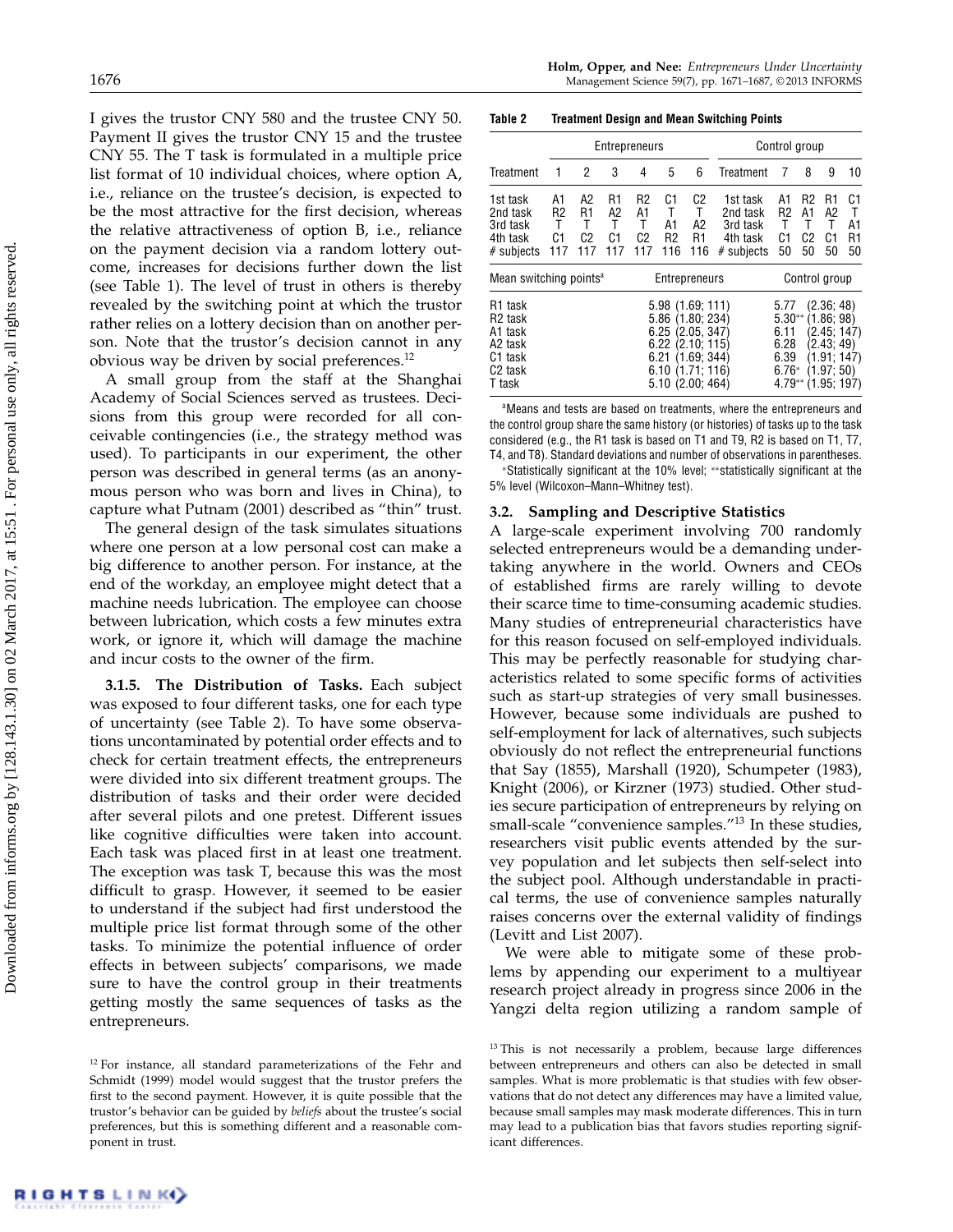I gives the trustor CNY 580 and the trustee CNY 50. Payment II gives the trustor CNY 15 and the trustee CNY 55. The T task is formulated in a multiple price list format of 10 individual choices, where option A, i.e., reliance on the trustee's decision, is expected to be the most attractive for the first decision, whereas the relative attractiveness of option B, i.e., reliance on the payment decision via a random lottery outcome, increases for decisions further down the list (see Table 1). The level of trust in others is thereby revealed by the switching point at which the trustor rather relies on a lottery decision than on another person. Note that the trustor's decision cannot in any obvious way be driven by social preferences.[12]

A small group from the staff at the Shanghai Academy of Social Sciences served as trustees. Decisions from this group were recorded for all conceivable contingencies (i.e., the strategy method was used). To participants in our experiment, the other person was described in general terms (as an anonymous person who was born and lives in China), to capture what Putnam (2001) described as "thin" trust.

The general design of the task simulates situations where one person at a low personal cost can make a big difference to another person. For instance, at the end of the workday, an employee might detect that a machine needs lubrication. The employee can choose between lubrication, which costs a few minutes extra work, or ignore it, which will damage the machine and incur costs to the owner of the firm.

**3.1.5. The Distribution of Tasks.** Each subject was exposed to four different tasks, one for each type of uncertainty (see Table 2). To have some observations uncontaminated by potential order effects and to check for certain treatment effects, the entrepreneurs were divided into six different treatment groups. The distribution of tasks and their order were decided after several pilots and one pretest. Different issues like cognitive difficulties were taken into account. Each task was placed first in at least one treatment. The exception was task T, because this was the most difficult to grasp. However, it seemed to be easier to understand if the subject had first understood the multiple price list format through some of the other tasks. To minimize the potential influence of order effects in between subjects' comparisons, we made sure to have the control group in their treatments getting mostly the same sequences of tasks as the entrepreneurs.

**Table 2 Treatment Design and Mean Switching Points**

| | Entrepreneurs | | | | | | | Control group | | | |
|---|---|---|---|---|---|---|---|---|---|---|---|
| Treatment | 1 | 2 | 3 | 4 | 5 | 6 | Treatment | 7 | 8 | 9 | 10 |
| 1st task | A1 | A2 | R1 | R2 | C1 | C2 | 1st task | A1 | R2 | R1 | C1 |
| 2nd task | R2 | R1 | A2 | A1 | T | T | 2nd task | R2 | A1 | A2 | T |
| 3rd task | T | T | T | T | A1 | A2 | 3rd task | T | T | T | A1 |
| 4th task | C1 | C2 | C1 | C2 | R2 | R1 | 4th task | C1 | C2 | C1 | R1 |
| # subjects | 117 | 117 | 117 | 117 | 116 | 116 | # subjects | 50 | 50 | 50 | 50 |

| Mean switching points[a] | Entrepreneurs | Control group |
|---|---|---|
| R1 task | 5.98 (1.69; 111) | 5.77 (2.36; 48) |
| R2 task | 5.86 (1.80; 234) | 5.30** (1.86; 98) |
| A1 task | 6.25 (2.05; 347) | 6.11 (2.45; 147) |
| A2 task | 6.22 (2.10; 115) | 6.28 (2.43; 49) |
| C1 task | 6.21 (1.69; 344) | 6.39 (1.91; 147) |
| C2 task | 6.10 (1.71; 116) | 6.76* (1.97; 50) |
| T task | 5.10 (2.00; 464) | 4.79** (1.95; 197) |

[a]Means and tests are based on treatments, where the entrepreneurs and the control group share the same history (or histories) of tasks up to the task considered (e.g., the R1 task is based on T1 and T9, R2 is based on T1, T7, T4, and T8). Standard deviations and number of observations in parentheses.
*Statistically significant at the 10% level; **statistically significant at the 5% level (Wilcoxon–Mann–Whitney test).

### 3.2. Sampling and Descriptive Statistics

A large-scale experiment involving 700 randomly selected entrepreneurs would be a demanding undertaking anywhere in the world. Owners and CEOs of established firms are rarely willing to devote their scarce time to time-consuming academic studies. Many studies of entrepreneurial characteristics have for this reason focused on self-employed individuals. This may be perfectly reasonable for studying characteristics related to some specific forms of activities such as start-up strategies of very small businesses. However, because some individuals are pushed to self-employment for lack of alternatives, such subjects obviously do not reflect the entrepreneurial functions that Say (1855), Marshall (1920), Schumpeter (1983), Knight (2006), or Kirzner (1973) studied. Other studies secure participation of entrepreneurs by relying on small-scale "convenience samples."[13] In these studies, researchers visit public events attended by the survey population and let subjects then self-select into the subject pool. Although understandable in practical terms, the use of convenience samples naturally raises concerns over the external validity of findings (Levitt and List 2007).

We were able to mitigate some of these problems by appending our experiment to a multiyear research project already in progress since 2006 in the Yangzi delta region utilizing a random sample of

[12] For instance, all standard parameterizations of the Fehr and Schmidt (1999) model would suggest that the trustor prefers the first to the second payment. However, it is quite possible that the trustor's behavior can be guided by *beliefs* about the trustee's social preferences, but this is something different and a reasonable component in trust.

[13] This is not necessarily a problem, because large differences between entrepreneurs and others can also be detected in small samples. What is more problematic is that studies with few observations that do not detect any differences may have a limited value, because small samples may mask moderate differences. This in turn may lead to a publication bias that favors studies reporting significant differences.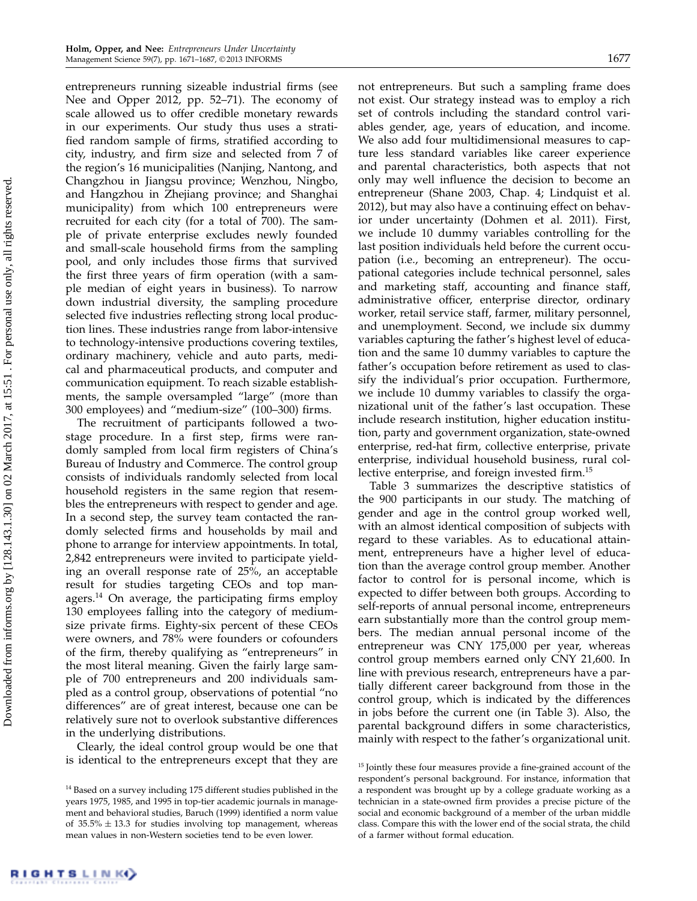entrepreneurs running sizeable industrial firms (see Nee and Opper 2012, pp. 52–71). The economy of scale allowed us to offer credible monetary rewards in our experiments. Our study thus uses a stratified random sample of firms, stratified according to city, industry, and firm size and selected from 7 of the region's 16 municipalities (Nanjing, Nantong, and Changzhou in Jiangsu province; Wenzhou, Ningbo, and Hangzhou in Zhejiang province; and Shanghai municipality) from which 100 entrepreneurs were recruited for each city (for a total of 700). The sample of private enterprise excludes newly founded and small-scale household firms from the sampling pool, and only includes those firms that survived the first three years of firm operation (with a sample median of eight years in business). To narrow down industrial diversity, the sampling procedure selected five industries reflecting strong local production lines. These industries range from labor-intensive to technology-intensive productions covering textiles, ordinary machinery, vehicle and auto parts, medical and pharmaceutical products, and computer and communication equipment. To reach sizable establishments, the sample oversampled "large" (more than 300 employees) and "medium-size" (100–300) firms.

The recruitment of participants followed a two-stage procedure. In a first step, firms were randomly sampled from local firm registers of China's Bureau of Industry and Commerce. The control group consists of individuals randomly selected from local household registers in the same region that resembles the entrepreneurs with respect to gender and age. In a second step, the survey team contacted the randomly selected firms and households by mail and phone to arrange for interview appointments. In total, 2,842 entrepreneurs were invited to participate yielding an overall response rate of 25%, an acceptable result for studies targeting CEOs and top managers.[14] On average, the participating firms employ 130 employees falling into the category of medium-size private firms. Eighty-six percent of these CEOs were owners, and 78% were founders or cofounders of the firm, thereby qualifying as "entrepreneurs" in the most literal meaning. Given the fairly large sample of 700 entrepreneurs and 200 individuals sampled as a control group, observations of potential "no differences" are of great interest, because one can be relatively sure not to overlook substantive differences in the underlying distributions.

Clearly, the ideal control group would be one that is identical to the entrepreneurs except that they are not entrepreneurs. But such a sampling frame does not exist. Our strategy instead was to employ a rich set of controls including the standard control variables gender, age, years of education, and income. We also add four multidimensional measures to capture less standard variables like career experience and parental characteristics, both aspects that not only may well influence the decision to become an entrepreneur (Shane 2003, Chap. 4; Lindquist et al. 2012), but may also have a continuing effect on behavior under uncertainty (Dohmen et al. 2011). First, we include 10 dummy variables controlling for the last position individuals held before the current occupation (i.e., becoming an entrepreneur). The occupational categories include technical personnel, sales and marketing staff, accounting and finance staff, administrative officer, enterprise director, ordinary worker, retail service staff, farmer, military personnel, and unemployment. Second, we include six dummy variables capturing the father's highest level of education and the same 10 dummy variables to capture the father's occupation before retirement as used to classify the individual's prior occupation. Furthermore, we include 10 dummy variables to classify the organizational unit of the father's last occupation. These include research institution, higher education institution, party and government organization, state-owned enterprise, red-hat firm, collective enterprise, private enterprise, individual household business, rural collective enterprise, and foreign invested firm.[15]

Table 3 summarizes the descriptive statistics of the 900 participants in our study. The matching of gender and age in the control group worked well, with an almost identical composition of subjects with regard to these variables. As to educational attainment, entrepreneurs have a higher level of education than the average control group member. Another factor to control for is personal income, which is expected to differ between both groups. According to self-reports of annual personal income, entrepreneurs earn substantially more than the control group members. The median annual personal income of the entrepreneur was CNY 175,000 per year, whereas control group members earned only CNY 21,600. In line with previous research, entrepreneurs have a partially different career background from those in the control group, which is indicated by the differences in jobs before the current one (in Table 3). Also, the parental background differs in some characteristics, mainly with respect to the father's organizational unit.

[14] Based on a survey including 175 different studies published in the years 1975, 1985, and 1995 in top-tier academic journals in management and behavioral studies, Baruch (1999) identified a norm value of 35.5% ± 13.3 for studies involving top management, whereas mean values in non-Western societies tend to be even lower.

[15] Jointly these four measures provide a fine-grained account of the respondent's personal background. For instance, information that a respondent was brought up by a college graduate working as a technician in a state-owned firm provides a precise picture of the social and economic background of a member of the urban middle class. Compare this with the lower end of the social strata, the child of a farmer without formal education.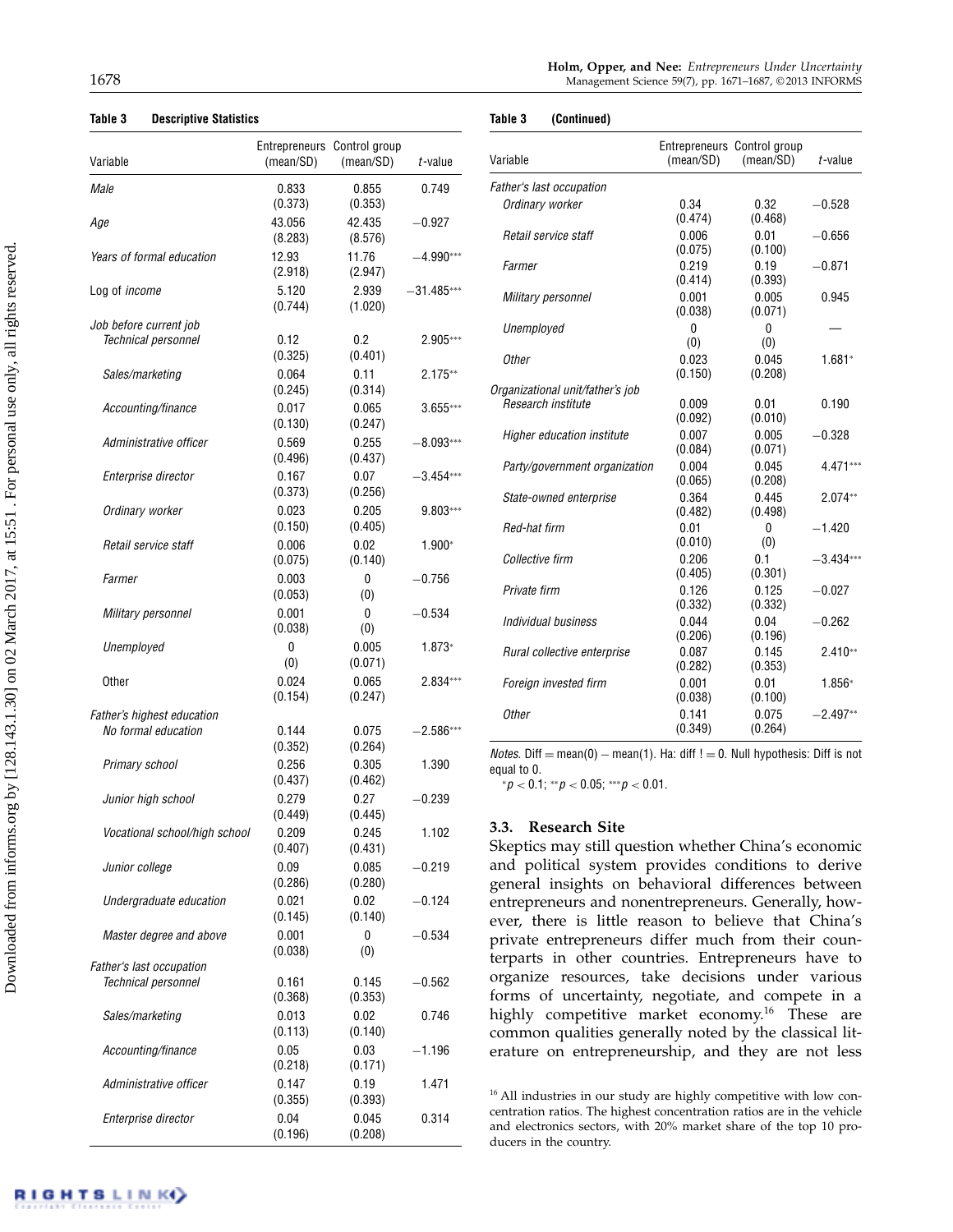**Table 3 Descriptive Statistics**

| Variable | Entrepreneurs (mean/SD) | Control group (mean/SD) | *t*-value |
|---|---|---|---|
| *Male* | 0.833 (0.373) | 0.855 (0.353) | 0.749 |
| *Age* | 43.056 (8.283) | 42.435 (8.576) | −0.927 |
| *Years of formal education* | 12.93 (2.918) | 11.76 (2.947) | −4.990*** |
| Log of *income* | 5.120 (0.744) | 2.939 (1.020) | −31.485*** |
| *Job before current job* | | | |
| *Technical personnel* | 0.12 (0.325) | 0.2 (0.401) | 2.905*** |
| *Sales/marketing* | 0.064 (0.245) | 0.11 (0.314) | 2.175** |
| *Accounting/finance* | 0.017 (0.130) | 0.065 (0.247) | 3.655*** |
| *Administrative officer* | 0.569 (0.496) | 0.255 (0.437) | −8.093*** |
| *Enterprise director* | 0.167 (0.373) | 0.07 (0.256) | −3.454*** |
| *Ordinary worker* | 0.023 (0.150) | 0.205 (0.405) | 9.803*** |
| *Retail service staff* | 0.006 (0.075) | 0.02 (0.140) | 1.900* |
| *Farmer* | 0.003 (0.053) | 0 (0) | −0.756 |
| *Military personnel* | 0.001 (0.038) | 0 (0) | −0.534 |
| *Unemployed* | 0 (0) | 0.005 (0.071) | 1.873* |
| Other | 0.024 (0.154) | 0.065 (0.247) | 2.834*** |
| *Father's highest education* | | | |
| *No formal education* | 0.144 (0.352) | 0.075 (0.264) | −2.586*** |
| *Primary school* | 0.256 (0.437) | 0.305 (0.462) | 1.390 |
| *Junior high school* | 0.279 (0.449) | 0.27 (0.445) | −0.239 |
| *Vocational school/high school* | 0.209 (0.407) | 0.245 (0.431) | 1.102 |
| *Junior college* | 0.09 (0.286) | 0.085 (0.280) | −0.219 |
| *Undergraduate education* | 0.021 (0.145) | 0.02 (0.140) | −0.124 |
| *Master degree and above* | 0.001 (0.038) | 0 (0) | −0.534 |
| *Father's last occupation* | | | |
| *Technical personnel* | 0.161 (0.368) | 0.145 (0.353) | −0.562 |
| *Sales/marketing* | 0.013 (0.113) | 0.02 (0.140) | 0.746 |
| *Accounting/finance* | 0.05 (0.218) | 0.03 (0.171) | −1.196 |
| *Administrative officer* | 0.147 (0.355) | 0.19 (0.393) | 1.471 |
| *Enterprise director* | 0.04 (0.196) | 0.045 (0.208) | 0.314 |
| *Ordinary worker* | 0.34 (0.474) | 0.32 (0.468) | −0.528 |
| *Retail service staff* | 0.006 (0.075) | 0.01 (0.100) | −0.656 |
| *Farmer* | 0.219 (0.414) | 0.19 (0.393) | −0.871 |
| *Military personnel* | 0.001 (0.038) | 0.005 (0.071) | 0.945 |
| *Unemployed* | 0 (0) | 0 (0) | — |
| *Other* | 0.023 (0.150) | 0.045 (0.208) | 1.681* |
| *Organizational unit/father's job* | | | |
| *Research institute* | 0.009 (0.092) | 0.01 (0.010) | 0.190 |
| *Higher education institute* | 0.007 (0.084) | 0.005 (0.071) | −0.328 |
| *Party/government organization* | 0.004 (0.065) | 0.045 (0.208) | 4.471*** |
| *State-owned enterprise* | 0.364 (0.482) | 0.445 (0.498) | 2.074** |
| *Red-hat firm* | 0.01 (0.010) | 0 (0) | −1.420 |
| *Collective firm* | 0.206 (0.405) | 0.1 (0.301) | −3.434*** |
| *Private firm* | 0.126 (0.332) | 0.125 (0.332) | −0.027 |
| *Individual business* | 0.044 (0.206) | 0.04 (0.196) | −0.262 |
| *Rural collective enterprise* | 0.087 (0.282) | 0.145 (0.353) | 2.410** |
| *Foreign invested firm* | 0.001 (0.038) | 0.01 (0.100) | 1.856* |
| *Other* | 0.141 (0.349) | 0.075 (0.264) | −2.497** |

*Notes.* Diff = mean(0) − mean(1). Ha: diff != 0. Null hypothesis: Diff is not equal to 0.
*$p < 0.1$; **$p < 0.05$; ***$p < 0.01$.

### 3.3. Research Site

Skeptics may still question whether China's economic and political system provides conditions to derive general insights on behavioral differences between entrepreneurs and nonentrepreneurs. Generally, however, there is little reason to believe that China's private entrepreneurs differ much from their counterparts in other countries. Entrepreneurs have to organize resources, take decisions under various forms of uncertainty, negotiate, and compete in a highly competitive market economy.[16] These are common qualities generally noted by the classical literature on entrepreneurship, and they are not less

[16] All industries in our study are highly competitive with low concentration ratios. The highest concentration ratios are in the vehicle and electronics sectors, with 20% market share of the top 10 producers in the country.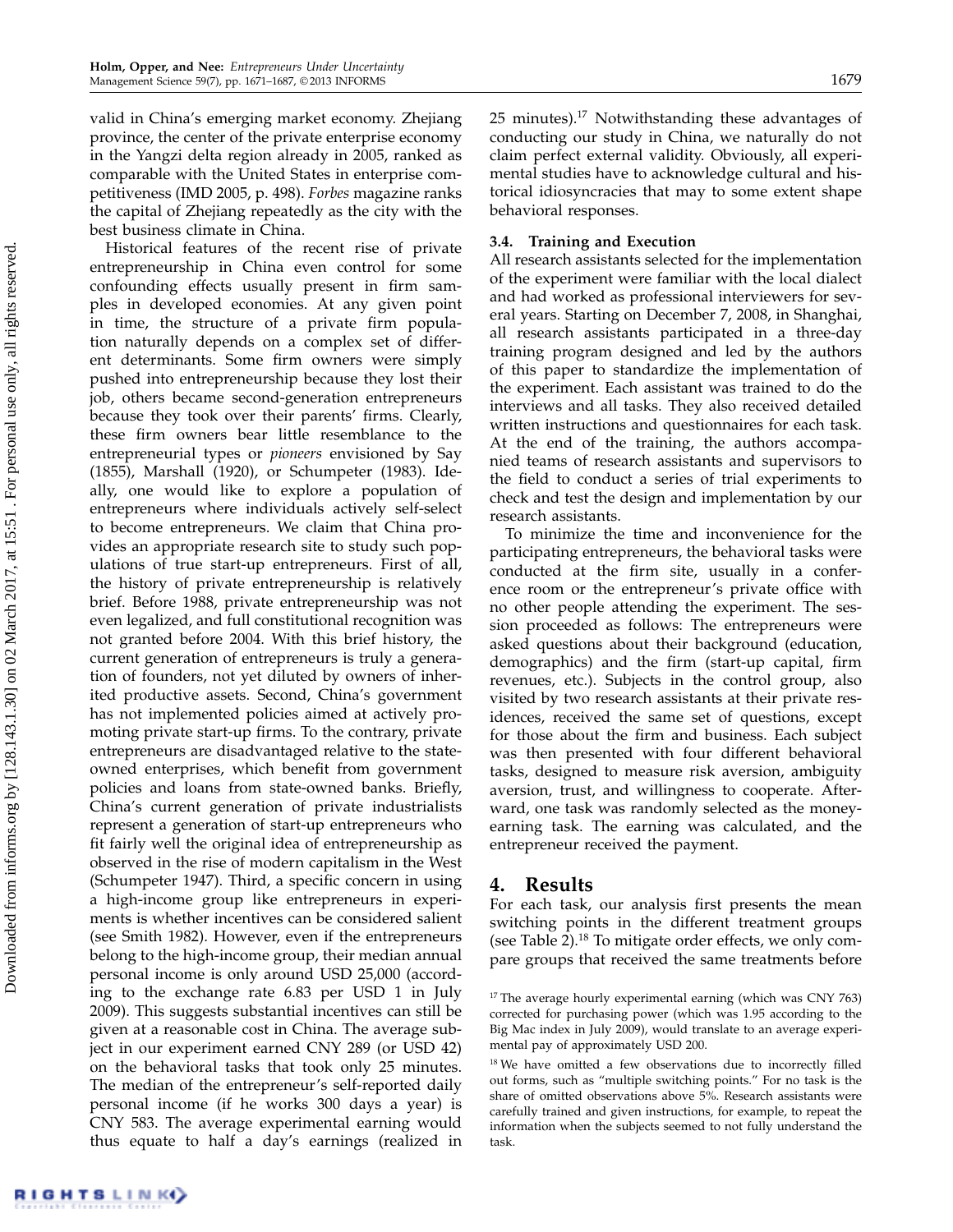valid in China's emerging market economy. Zhejiang province, the center of the private enterprise economy in the Yangzi delta region already in 2005, ranked as comparable with the United States in enterprise competitiveness (IMD 2005, p. 498). *Forbes* magazine ranks the capital of Zhejiang repeatedly as the city with the best business climate in China.

Historical features of the recent rise of private entrepreneurship in China even control for some confounding effects usually present in firm samples in developed economies. At any given point in time, the structure of a private firm population naturally depends on a complex set of different determinants. Some firm owners were simply pushed into entrepreneurship because they lost their job, others became second-generation entrepreneurs because they took over their parents' firms. Clearly, these firm owners bear little resemblance to the entrepreneurial types or *pioneers* envisioned by Say (1855), Marshall (1920), or Schumpeter (1983). Ideally, one would like to explore a population of entrepreneurs where individuals actively self-select to become entrepreneurs. We claim that China provides an appropriate research site to study such populations of true start-up entrepreneurs. First of all, the history of private entrepreneurship is relatively brief. Before 1988, private entrepreneurship was not even legalized, and full constitutional recognition was not granted before 2004. With this brief history, the current generation of entrepreneurs is truly a generation of founders, not yet diluted by owners of inherited productive assets. Second, China's government has not implemented policies aimed at actively promoting private start-up firms. To the contrary, private entrepreneurs are disadvantaged relative to the state-owned enterprises, which benefit from government policies and loans from state-owned banks. Briefly, China's current generation of private industrialists represent a generation of start-up entrepreneurs who fit fairly well the original idea of entrepreneurship as observed in the rise of modern capitalism in the West (Schumpeter 1947). Third, a specific concern in using a high-income group like entrepreneurs in experiments is whether incentives can be considered salient (see Smith 1982). However, even if the entrepreneurs belong to the high-income group, their median annual personal income is only around USD 25,000 (according to the exchange rate 6.83 per USD 1 in July 2009). This suggests substantial incentives can still be given at a reasonable cost in China. The average subject in our experiment earned CNY 289 (or USD 42) on the behavioral tasks that took only 25 minutes. The median of the entrepreneur's self-reported daily personal income (if he works 300 days a year) is CNY 583. The average experimental earning would thus equate to half a day's earnings (realized in 25 minutes).[17] Notwithstanding these advantages of conducting our study in China, we naturally do not claim perfect external validity. Obviously, all experimental studies have to acknowledge cultural and historical idiosyncracies that may to some extent shape behavioral responses.

### 3.4. Training and Execution

All research assistants selected for the implementation of the experiment were familiar with the local dialect and had worked as professional interviewers for several years. Starting on December 7, 2008, in Shanghai, all research assistants participated in a three-day training program designed and led by the authors of this paper to standardize the implementation of the experiment. Each assistant was trained to do the interviews and all tasks. They also received detailed written instructions and questionnaires for each task. At the end of the training, the authors accompanied teams of research assistants and supervisors to the field to conduct a series of trial experiments to check and test the design and implementation by our research assistants.

To minimize the time and inconvenience for the participating entrepreneurs, the behavioral tasks were conducted at the firm site, usually in a conference room or the entrepreneur's private office with no other people attending the experiment. The session proceeded as follows: The entrepreneurs were asked questions about their background (education, demographics) and the firm (start-up capital, firm revenues, etc.). Subjects in the control group, also visited by two research assistants at their private residences, received the same set of questions, except for those about the firm and business. Each subject was then presented with four different behavioral tasks, designed to measure risk aversion, ambiguity aversion, trust, and willingness to cooperate. Afterward, one task was randomly selected as the money-earning task. The earning was calculated, and the entrepreneur received the payment.

## 4. Results

For each task, our analysis first presents the mean switching points in the different treatment groups (see Table 2).[18] To mitigate order effects, we only compare groups that received the same treatments before

[17] The average hourly experimental earning (which was CNY 763) corrected for purchasing power (which was 1.95 according to the Big Mac index in July 2009), would translate to an average experimental pay of approximately USD 200.

[18] We have omitted a few observations due to incorrectly filled out forms, such as "multiple switching points." For no task is the share of omitted observations above 5%. Research assistants were carefully trained and given instructions, for example, to repeat the information when the subjects seemed to not fully understand the task.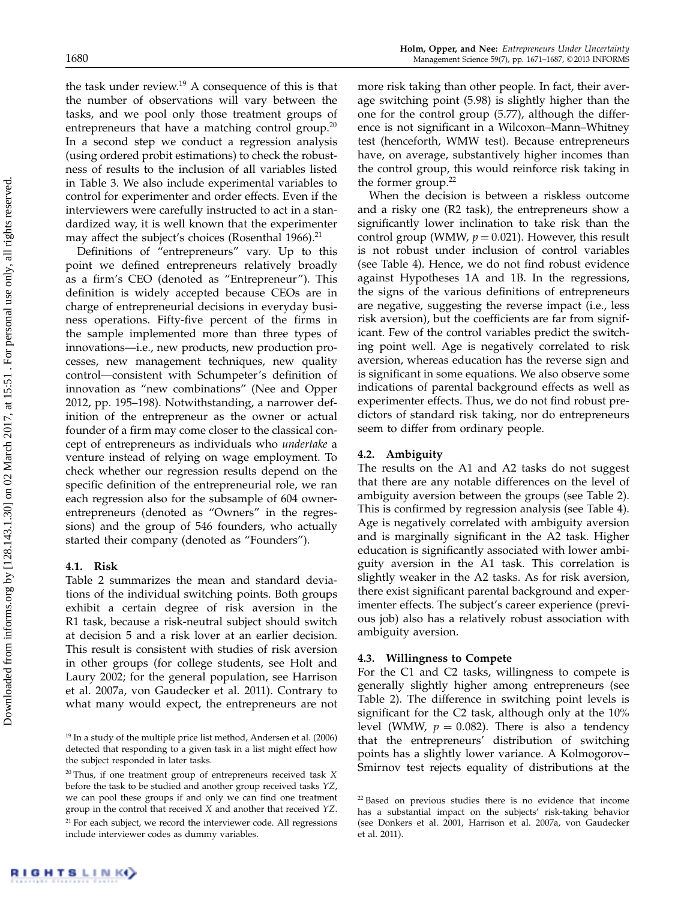the task under review.[19] A consequence of this is that the number of observations will vary between the tasks, and we pool only those treatment groups of entrepreneurs that have a matching control group.[20] In a second step we conduct a regression analysis (using ordered probit estimations) to check the robustness of results to the inclusion of all variables listed in Table 3. We also include experimental variables to control for experimenter and order effects. Even if the interviewers were carefully instructed to act in a standardized way, it is well known that the experimenter may affect the subject's choices (Rosenthal 1966).[21]

Definitions of "entrepreneurs" vary. Up to this point we defined entrepreneurs relatively broadly as a firm's CEO (denoted as "Entrepreneur"). This definition is widely accepted because CEOs are in charge of entrepreneurial decisions in everyday business operations. Fifty-five percent of the firms in the sample implemented more than three types of innovations—i.e., new products, new production processes, new management techniques, new quality control—consistent with Schumpeter's definition of innovation as "new combinations" (Nee and Opper 2012, pp. 195–198). Notwithstanding, a narrower definition of the entrepreneur as the owner or actual founder of a firm may come closer to the classical concept of entrepreneurs as individuals who *undertake* a venture instead of relying on wage employment. To check whether our regression results depend on the specific definition of the entrepreneurial role, we ran each regression also for the subsample of 604 owner-entrepreneurs (denoted as "Owners" in the regressions) and the group of 546 founders, who actually started their company (denoted as "Founders").

### 4.1. Risk

Table 2 summarizes the mean and standard deviations of the individual switching points. Both groups exhibit a certain degree of risk aversion in the R1 task, because a risk-neutral subject should switch at decision 5 and a risk lover at an earlier decision. This result is consistent with studies of risk aversion in other groups (for college students, see Holt and Laury 2002; for the general population, see Harrison et al. 2007a, von Gaudecker et al. 2011). Contrary to what many would expect, the entrepreneurs are not more risk taking than other people. In fact, their average switching point (5.98) is slightly higher than the one for the control group (5.77), although the difference is not significant in a Wilcoxon–Mann–Whitney test (henceforth, WMW test). Because entrepreneurs have, on average, substantively higher incomes than the control group, this would reinforce risk taking in the former group.[22]

When the decision is between a riskless outcome and a risky one (R2 task), the entrepreneurs show a significantly lower inclination to take risk than the control group (WMW, $p = 0.021$). However, this result is not robust under inclusion of control variables (see Table 4). Hence, we do not find robust evidence against Hypotheses 1A and 1B. In the regressions, the signs of the various definitions of entrepreneurs are negative, suggesting the reverse impact (i.e., less risk aversion), but the coefficients are far from significant. Few of the control variables predict the switching point well. Age is negatively correlated to risk aversion, whereas education has the reverse sign and is significant in some equations. We also observe some indications of parental background effects as well as experimenter effects. Thus, we do not find robust predictors of standard risk taking, nor do entrepreneurs seem to differ from ordinary people.

### 4.2. Ambiguity

The results on the A1 and A2 tasks do not suggest that there are any notable differences on the level of ambiguity aversion between the groups (see Table 2). This is confirmed by regression analysis (see Table 4). Age is negatively correlated with ambiguity aversion and is marginally significant in the A2 task. Higher education is significantly associated with lower ambiguity aversion in the A1 task. This correlation is slightly weaker in the A2 tasks. As for risk aversion, there exist significant parental background and experimenter effects. The subject's career experience (previous job) also has a relatively robust association with ambiguity aversion.

### 4.3. Willingness to Compete

For the C1 and C2 tasks, willingness to compete is generally slightly higher among entrepreneurs (see Table 2). The difference in switching point levels is significant for the C2 task, although only at the 10% level (WMW, $p = 0.082$). There is also a tendency that the entrepreneurs' distribution of switching points has a slightly lower variance. A Kolmogorov–Smirnov test rejects equality of distributions at the

[19] In a study of the multiple price list method, Andersen et al. (2006) detected that responding to a given task in a list might effect how the subject responded in later tasks.

[20] Thus, if one treatment group of entrepreneurs received task $X$ before the task to be studied and another group received tasks $YZ$, we can pool these groups if and only we can find one treatment group in the control that received $X$ and another that received $YZ$.

[21] For each subject, we record the interviewer code. All regressions include interviewer codes as dummy variables.

[22] Based on previous studies there is no evidence that income has a substantial impact on the subjects' risk-taking behavior (see Donkers et al. 2001, Harrison et al. 2007a, von Gaudecker et al. 2011).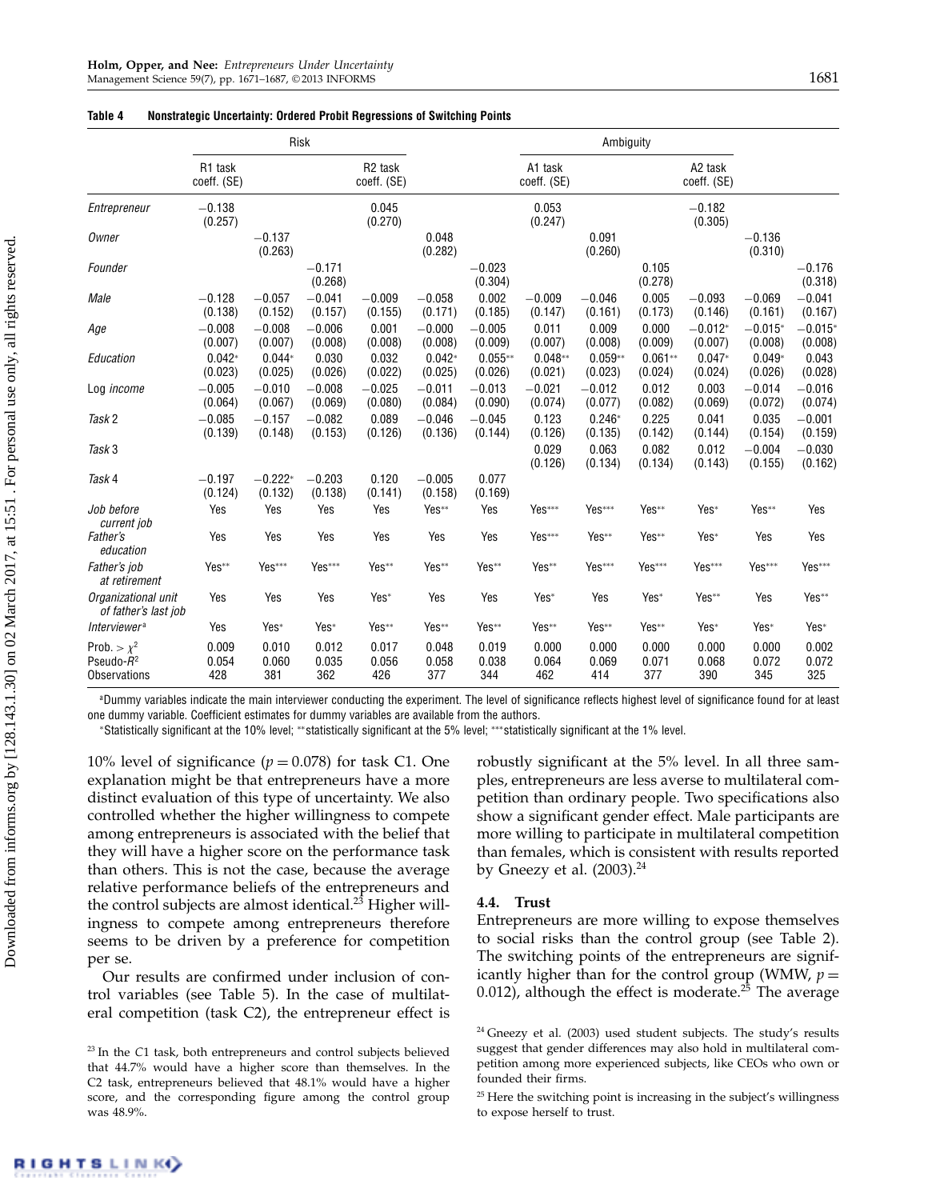**Table 4 Nonstrategic Uncertainty: Ordered Probit Regressions of Switching Points**

| | Risk | | | | | | Ambiguity | | | | | |
|---|---|---|---|---|---|---|---|---|---|---|---|---|
| | R1 task coeff. (SE) | | | R2 task coeff. (SE) | | | A1 task coeff. (SE) | | | A2 task coeff. (SE) | | |
| *Entrepreneur* | −0.138 (0.257) | | | 0.045 (0.270) | | | 0.053 (0.247) | | | −0.182 (0.305) | | |
| *Owner* | | −0.137 (0.263) | | | 0.048 (0.282) | | | 0.091 (0.260) | | | −0.136 (0.310) | |
| *Founder* | | | −0.171 (0.268) | | | −0.023 (0.304) | | | 0.105 (0.278) | | | −0.176 (0.318) |
| *Male* | −0.128 (0.138) | −0.057 (0.152) | −0.041 (0.157) | −0.009 (0.155) | −0.058 (0.171) | 0.002 (0.185) | −0.009 (0.147) | −0.046 (0.161) | 0.005 (0.173) | −0.093 (0.146) | −0.069 (0.161) | −0.041 (0.167) |
| *Age* | −0.008 (0.007) | −0.008 (0.007) | −0.006 (0.008) | 0.001 (0.008) | −0.000 (0.008) | −0.005 (0.009) | 0.011 (0.007) | 0.009 (0.008) | 0.000 (0.009) | −0.012* (0.007) | −0.015* (0.008) | −0.015* (0.008) |
| *Education* | 0.042* (0.023) | 0.044* (0.025) | 0.030 (0.026) | 0.032 (0.022) | 0.042* (0.025) | 0.055** (0.026) | 0.048** (0.021) | 0.059** (0.023) | 0.061** (0.024) | 0.047* (0.024) | 0.049* (0.026) | 0.043 (0.028) |
| Log *income* | −0.005 (0.064) | −0.010 (0.067) | −0.008 (0.069) | −0.025 (0.080) | −0.011 (0.084) | −0.013 (0.090) | −0.021 (0.074) | −0.012 (0.077) | 0.012 (0.082) | 0.003 (0.069) | −0.014 (0.072) | −0.016 (0.074) |
| *Task* 2 | −0.085 (0.139) | −0.157 (0.148) | −0.082 (0.153) | 0.089 (0.126) | −0.046 (0.136) | −0.045 (0.144) | 0.123 (0.126) | 0.246* (0.135) | 0.225 (0.142) | 0.041 (0.144) | 0.035 (0.154) | −0.001 (0.159) |
| *Task* 3 | | | | | | | 0.029 (0.126) | 0.063 (0.134) | 0.082 (0.134) | 0.012 (0.143) | −0.004 (0.155) | −0.030 (0.162) |
| *Task* 4 | −0.197 (0.124) | −0.222* (0.132) | −0.203 (0.138) | 0.120 (0.141) | −0.005 (0.158) | 0.077 (0.169) | | | | | | |
| *Job before current job* | Yes | Yes | Yes | Yes | Yes** | Yes | Yes*** | Yes*** | Yes** | Yes* | Yes** | Yes |
| *Father's education* | Yes | Yes | Yes | Yes | Yes | Yes | Yes*** | Yes** | Yes** | Yes* | Yes | Yes |
| *Father's job at retirement* | Yes** | Yes*** | Yes*** | Yes** | Yes** | Yes** | Yes** | Yes*** | Yes*** | Yes*** | Yes*** | Yes*** |
| *Organizational unit of father's last job* | Yes | Yes | Yes | Yes* | Yes | Yes | Yes* | Yes | Yes* | Yes** | Yes | Yes** |
| *Interviewer*[a] | Yes | Yes* | Yes* | Yes** | Yes** | Yes** | Yes** | Yes** | Yes** | Yes* | Yes* | Yes* |
| Prob. > $\chi^2$ | 0.009 | 0.010 | 0.012 | 0.017 | 0.048 | 0.019 | 0.000 | 0.000 | 0.000 | 0.000 | 0.000 | 0.002 |
| Pseudo-$R^2$ | 0.054 | 0.060 | 0.035 | 0.056 | 0.058 | 0.038 | 0.064 | 0.069 | 0.071 | 0.068 | 0.072 | 0.072 |
| Observations | 428 | 381 | 362 | 426 | 377 | 344 | 462 | 414 | 377 | 390 | 345 | 325 |

[a]Dummy variables indicate the main interviewer conducting the experiment. The level of significance reflects highest level of significance found for at least one dummy variable. Coefficient estimates for dummy variables are available from the authors.
*Statistically significant at the 10% level; **statistically significant at the 5% level; ***statistically significant at the 1% level.

10% level of significance ($p = 0.078$) for task C1. One explanation might be that entrepreneurs have a more distinct evaluation of this type of uncertainty. We also controlled whether the higher willingness to compete among entrepreneurs is associated with the belief that they will have a higher score on the performance task than others. This is not the case, because the average relative performance beliefs of the entrepreneurs and the control subjects are almost identical.[23] Higher willingness to compete among entrepreneurs therefore seems to be driven by a preference for competition per se.

Our results are confirmed under inclusion of control variables (see Table 5). In the case of multilateral competition (task C2), the entrepreneur effect is robustly significant at the 5% level. In all three samples, entrepreneurs are less averse to multilateral competition than ordinary people. Two specifications also show a significant gender effect. Male participants are more willing to participate in multilateral competition than females, which is consistent with results reported by Gneezy et al. (2003).[24]

### 4.4. Trust

Entrepreneurs are more willing to expose themselves to social risks than the control group (see Table 2). The switching points of the entrepreneurs are significantly higher than for the control group (WMW, $p = 0.012$), although the effect is moderate.[25] The average

[23] In the C1 task, both entrepreneurs and control subjects believed that 44.7% would have a higher score than themselves. In the C2 task, entrepreneurs believed that 48.1% would have a higher score, and the corresponding figure among the control group was 48.9%.

[24] Gneezy et al. (2003) used student subjects. The study's results suggest that gender differences may also hold in multilateral competition among more experienced subjects, like CEOs who own or founded their firms.

[25] Here the switching point is increasing in the subject's willingness to expose herself to trust.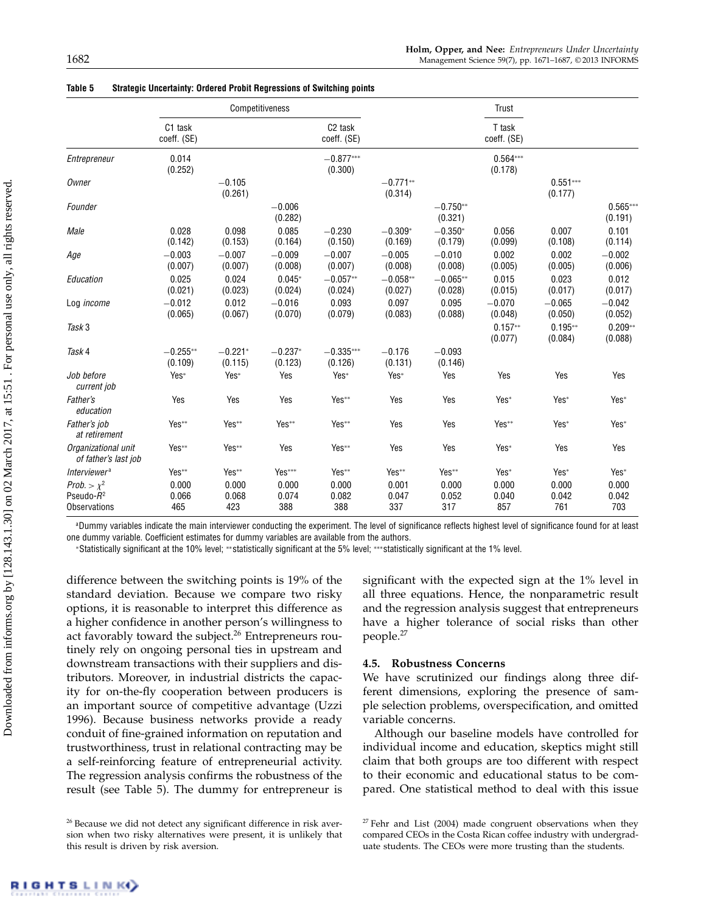**Table 5 Strategic Uncertainty: Ordered Probit Regressions of Switching points**

| | Competitiveness | | | | | | Trust | | |
|---|---|---|---|---|---|---|---|---|---|
| | C1 task coeff. (SE) | | | C2 task coeff. (SE) | | | T task coeff. (SE) | | |
| *Entrepreneur* | 0.014 (0.252) | | | −0.877*** (0.300) | | | 0.564*** (0.178) | | |
| *Owner* | | −0.105 (0.261) | | | −0.771** (0.314) | | | 0.551*** (0.177) | |
| *Founder* | | | −0.006 (0.282) | | | −0.750** (0.321) | | | 0.565*** (0.191) |
| *Male* | 0.028 (0.142) | 0.098 (0.153) | 0.085 (0.164) | −0.230 (0.150) | −0.309* (0.169) | −0.350* (0.179) | 0.056 (0.099) | 0.007 (0.108) | 0.101 (0.114) |
| *Age* | −0.003 (0.007) | −0.007 (0.007) | −0.009 (0.008) | −0.007 (0.007) | −0.005 (0.008) | −0.010 (0.008) | 0.002 (0.005) | 0.002 (0.005) | −0.002 (0.006) |
| *Education* | 0.025 (0.021) | 0.024 (0.023) | 0.045* (0.024) | −0.057** (0.024) | −0.058** (0.027) | −0.065** (0.028) | 0.015 (0.015) | 0.023 (0.017) | 0.012 (0.017) |
| Log *income* | −0.012 (0.065) | 0.012 (0.067) | −0.016 (0.070) | 0.093 (0.079) | 0.097 (0.083) | 0.095 (0.088) | −0.070 (0.048) | −0.065 (0.050) | −0.042 (0.052) |
| *Task* 3 | | | | | | | 0.157** (0.077) | 0.195** (0.084) | 0.209** (0.088) |
| *Task* 4 | −0.255** (0.109) | −0.221* (0.115) | −0.237* (0.123) | −0.335*** (0.126) | −0.176 (0.131) | −0.093 (0.146) | | | |
| *Job before current job* | Yes* | Yes* | Yes | Yes* | Yes* | Yes | Yes | Yes | Yes |
| *Father's education* | Yes | Yes | Yes | Yes** | Yes | Yes | Yes* | Yes* | Yes* |
| *Father's job at retirement* | Yes** | Yes** | Yes** | Yes** | Yes | Yes | Yes** | Yes* | Yes* |
| *Organizational unit of father's last job* | Yes** | Yes** | Yes | Yes** | Yes | Yes | Yes* | Yes | Yes |
| *Interviewer*[a] | Yes** | Yes** | Yes*** | Yes** | Yes** | Yes** | Yes* | Yes* | Yes* |
| *Prob.* $> \chi^2$ | 0.000 | 0.000 | 0.000 | 0.000 | 0.001 | 0.000 | 0.000 | 0.000 | 0.000 |
| Pseudo-$R^2$ | 0.066 | 0.068 | 0.074 | 0.082 | 0.047 | 0.052 | 0.040 | 0.042 | 0.042 |
| Observations | 465 | 423 | 388 | 388 | 337 | 317 | 857 | 761 | 703 |

[a]Dummy variables indicate the main interviewer conducting the experiment. The level of significance reflects highest level of significance found for at least one dummy variable. Coefficient estimates for dummy variables are available from the authors.

*Statistically significant at the 10% level; **statistically significant at the 5% level; ***statistically significant at the 1% level.

difference between the switching points is 19% of the standard deviation. Because we compare two risky options, it is reasonable to interpret this difference as a higher confidence in another person's willingness to act favorably toward the subject.[26] Entrepreneurs routinely rely on ongoing personal ties in upstream and downstream transactions with their suppliers and distributors. Moreover, in industrial districts the capacity for on-the-fly cooperation between producers is an important source of competitive advantage (Uzzi 1996). Because business networks provide a ready conduit of fine-grained information on reputation and trustworthiness, trust in relational contracting may be a self-reinforcing feature of entrepreneurial activity. The regression analysis confirms the robustness of the result (see Table 5). The dummy for entrepreneur is significant with the expected sign at the 1% level in all three equations. Hence, the nonparametric result and the regression analysis suggest that entrepreneurs have a higher tolerance of social risks than other people.[27]

### 4.5. Robustness Concerns

We have scrutinized our findings along three different dimensions, exploring the presence of sample selection problems, overspecification, and omitted variable concerns.

Although our baseline models have controlled for individual income and education, skeptics might still claim that both groups are too different with respect to their economic and educational status to be compared. One statistical method to deal with this issue

[26] Because we did not detect any significant difference in risk aversion when two risky alternatives were present, it is unlikely that this result is driven by risk aversion.

[27] Fehr and List (2004) made congruent observations when they compared CEOs in the Costa Rican coffee industry with undergraduate students. The CEOs were more trusting than the students.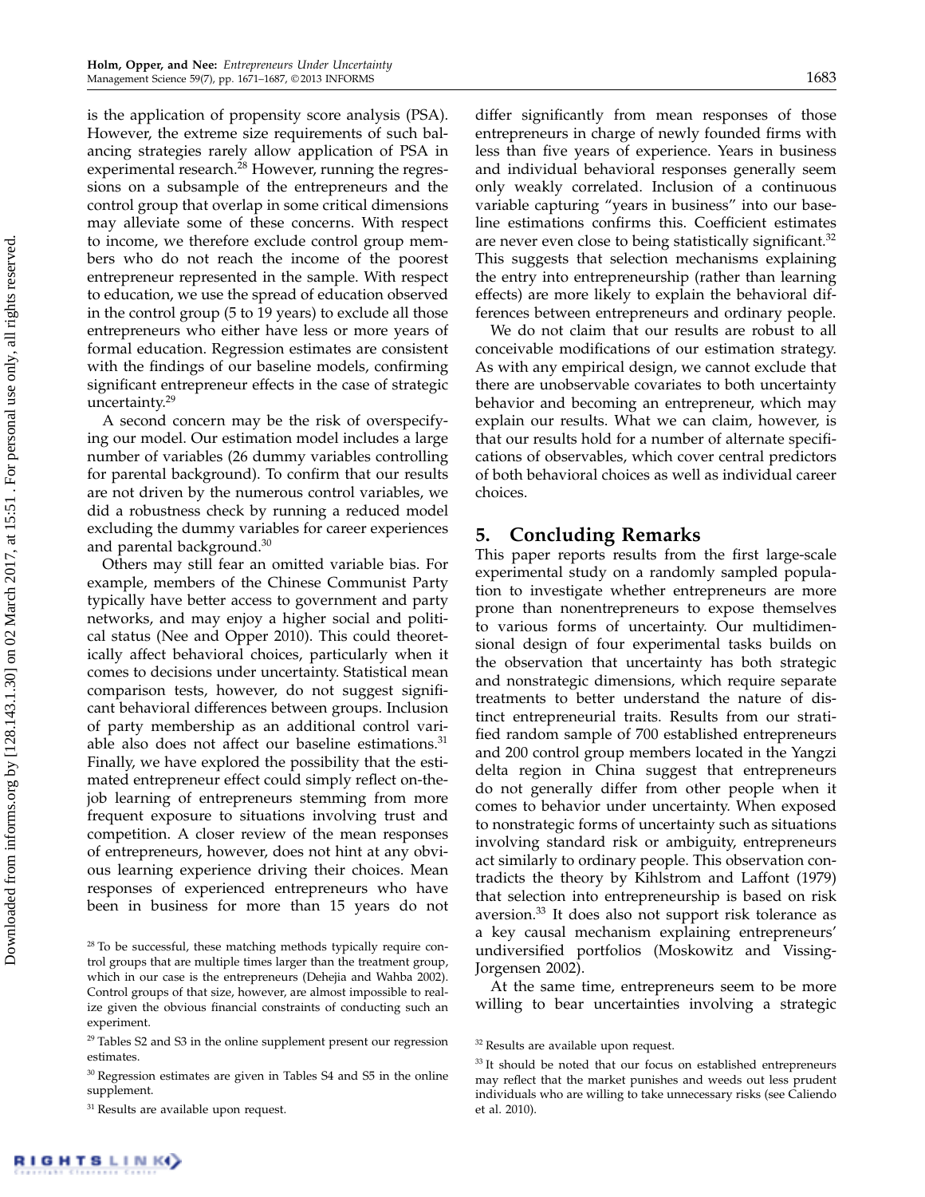is the application of propensity score analysis (PSA). However, the extreme size requirements of such balancing strategies rarely allow application of PSA in experimental research.[28] However, running the regressions on a subsample of the entrepreneurs and the control group that overlap in some critical dimensions may alleviate some of these concerns. With respect to income, we therefore exclude control group members who do not reach the income of the poorest entrepreneur represented in the sample. With respect to education, we use the spread of education observed in the control group (5 to 19 years) to exclude all those entrepreneurs who either have less or more years of formal education. Regression estimates are consistent with the findings of our baseline models, confirming significant entrepreneur effects in the case of strategic uncertainty.[29]

A second concern may be the risk of overspecifying our model. Our estimation model includes a large number of variables (26 dummy variables controlling for parental background). To confirm that our results are not driven by the numerous control variables, we did a robustness check by running a reduced model excluding the dummy variables for career experiences and parental background.[30]

Others may still fear an omitted variable bias. For example, members of the Chinese Communist Party typically have better access to government and party networks, and may enjoy a higher social and political status (Nee and Opper 2010). This could theoretically affect behavioral choices, particularly when it comes to decisions under uncertainty. Statistical mean comparison tests, however, do not suggest significant behavioral differences between groups. Inclusion of party membership as an additional control variable also does not affect our baseline estimations.[31] Finally, we have explored the possibility that the estimated entrepreneur effect could simply reflect on-the-job learning of entrepreneurs stemming from more frequent exposure to situations involving trust and competition. A closer review of the mean responses of entrepreneurs, however, does not hint at any obvious learning experience driving their choices. Mean responses of experienced entrepreneurs who have been in business for more than 15 years do not differ significantly from mean responses of those entrepreneurs in charge of newly founded firms with less than five years of experience. Years in business and individual behavioral responses generally seem only weakly correlated. Inclusion of a continuous variable capturing "years in business" into our baseline estimations confirms this. Coefficient estimates are never even close to being statistically significant.[32] This suggests that selection mechanisms explaining the entry into entrepreneurship (rather than learning effects) are more likely to explain the behavioral differences between entrepreneurs and ordinary people.

We do not claim that our results are robust to all conceivable modifications of our estimation strategy. As with any empirical design, we cannot exclude that there are unobservable covariates to both uncertainty behavior and becoming an entrepreneur, which may explain our results. What we can claim, however, is that our results hold for a number of alternate specifications of observables, which cover central predictors of both behavioral choices as well as individual career choices.

## 5. Concluding Remarks

This paper reports results from the first large-scale experimental study on a randomly sampled population to investigate whether entrepreneurs are more prone than nonentrepreneurs to expose themselves to various forms of uncertainty. Our multidimensional design of four experimental tasks builds on the observation that uncertainty has both strategic and nonstrategic dimensions, which require separate treatments to better understand the nature of distinct entrepreneurial traits. Results from our stratified random sample of 700 established entrepreneurs and 200 control group members located in the Yangzi delta region in China suggest that entrepreneurs do not generally differ from other people when it comes to behavior under uncertainty. When exposed to nonstrategic forms of uncertainty such as situations involving standard risk or ambiguity, entrepreneurs act similarly to ordinary people. This observation contradicts the theory by Kihlstrom and Laffont (1979) that selection into entrepreneurship is based on risk aversion.[33] It does also not support risk tolerance as a key causal mechanism explaining entrepreneurs' undiversified portfolios (Moskowitz and Vissing-Jorgensen 2002).

At the same time, entrepreneurs seem to be more willing to bear uncertainties involving a strategic

---

[28] To be successful, these matching methods typically require control groups that are multiple times larger than the treatment group, which in our case is the entrepreneurs (Dehejia and Wahba 2002). Control groups of that size, however, are almost impossible to realize given the obvious financial constraints of conducting such an experiment.

[29] Tables S2 and S3 in the online supplement present our regression estimates.

[30] Regression estimates are given in Tables S4 and S5 in the online supplement.

[31] Results are available upon request.

[32] Results are available upon request.

[33] It should be noted that our focus on established entrepreneurs may reflect that the market punishes and weeds out less prudent individuals who are willing to take unnecessary risks (see Caliendo et al. 2010).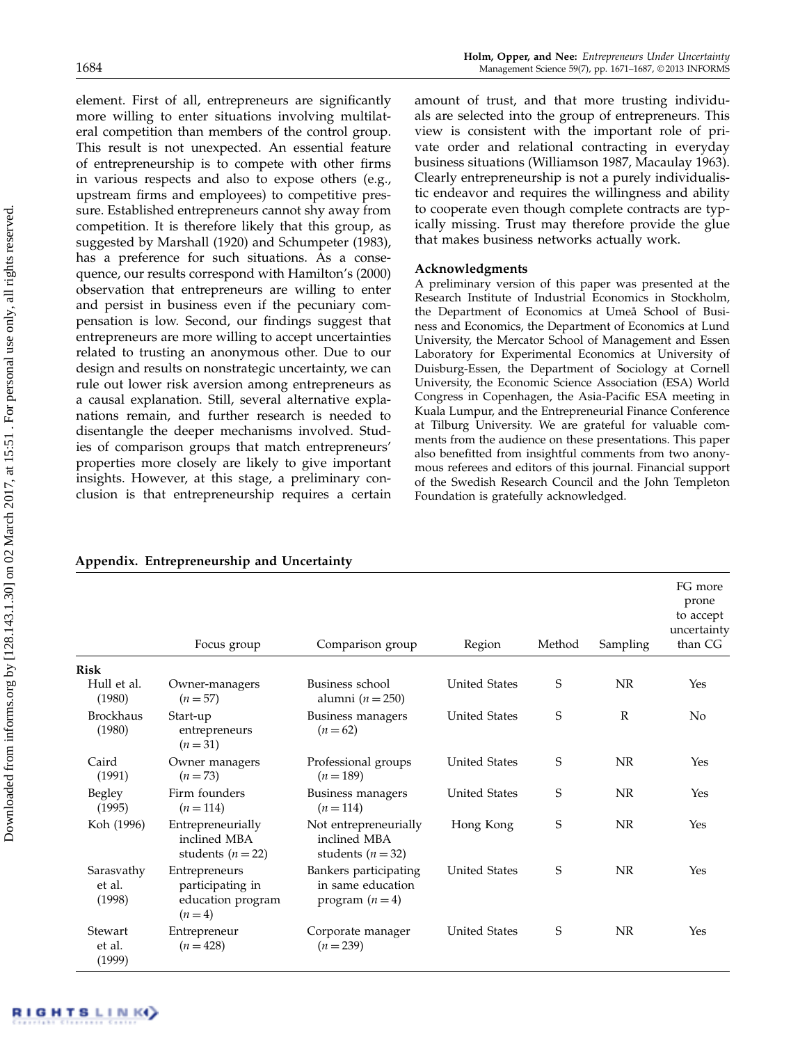element. First of all, entrepreneurs are significantly more willing to enter situations involving multilateral competition than members of the control group. This result is not unexpected. An essential feature of entrepreneurship is to compete with other firms in various respects and also to expose others (e.g., upstream firms and employees) to competitive pressure. Established entrepreneurs cannot shy away from competition. It is therefore likely that this group, as suggested by Marshall (1920) and Schumpeter (1983), has a preference for such situations. As a consequence, our results correspond with Hamilton's (2000) observation that entrepreneurs are willing to enter and persist in business even if the pecuniary compensation is low. Second, our findings suggest that entrepreneurs are more willing to accept uncertainties related to trusting an anonymous other. Due to our design and results on nonstrategic uncertainty, we can rule out lower risk aversion among entrepreneurs as a causal explanation. Still, several alternative explanations remain, and further research is needed to disentangle the deeper mechanisms involved. Studies of comparison groups that match entrepreneurs' properties more closely are likely to give important insights. However, at this stage, a preliminary conclusion is that entrepreneurship requires a certain amount of trust, and that more trusting individuals are selected into the group of entrepreneurs. This view is consistent with the important role of private order and relational contracting in everyday business situations (Williamson 1987, Macaulay 1963). Clearly entrepreneurship is not a purely individualistic endeavor and requires the willingness and ability to cooperate even though complete contracts are typically missing. Trust may therefore provide the glue that makes business networks actually work.

### Acknowledgments

A preliminary version of this paper was presented at the Research Institute of Industrial Economics in Stockholm, the Department of Economics at Umeå School of Business and Economics, the Department of Economics at Lund University, the Mercator School of Management and Essen Laboratory for Experimental Economics at University of Duisburg-Essen, the Department of Sociology at Cornell University, the Economic Science Association (ESA) World Congress in Copenhagen, the Asia-Pacific ESA meeting in Kuala Lumpur, and the Entrepreneurial Finance Conference at Tilburg University. We are grateful for valuable comments from the audience on these presentations. This paper also benefitted from insightful comments from two anonymous referees and editors of this journal. Financial support of the Swedish Research Council and the John Templeton Foundation is gratefully acknowledged.

## Appendix. Entrepreneurship and Uncertainty

| | Focus group | Comparison group | Region | Method | Sampling | FG more prone to accept uncertainty than CG |
|---|---|---|---|---|---|---|
| **Risk** | | | | | | |
| Hull et al. (1980) | Owner-managers ($n = 57$) | Business school alumni ($n = 250$) | United States | S | NR | Yes |
| Brockhaus (1980) | Start-up entrepreneurs ($n = 31$) | Business managers ($n = 62$) | United States | S | R | No |
| Caird (1991) | Owner managers ($n = 73$) | Professional groups ($n = 189$) | United States | S | NR | Yes |
| Begley (1995) | Firm founders ($n = 114$) | Business managers ($n = 114$) | United States | S | NR | Yes |
| Koh (1996) | Entrepreneurially inclined MBA students ($n = 22$) | Not entrepreneurially inclined MBA students ($n = 32$) | Hong Kong | S | NR | Yes |
| Sarasvathy et al. (1998) | Entrepreneurs participating in education program ($n = 4$) | Bankers participating in same education program ($n = 4$) | United States | S | NR | Yes |
| Stewart et al. (1999) | Entrepreneur ($n = 428$) | Corporate manager ($n = 239$) | United States | S | NR | Yes |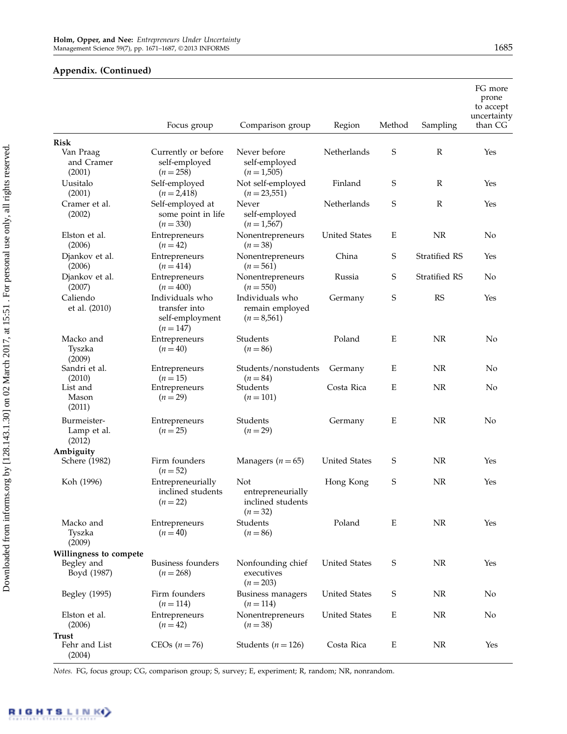## Appendix. (Continued)

| | Focus group | Comparison group | Region | Method | Sampling | FG more prone to accept uncertainty than CG |
|---|---|---|---|---|---|---|
| **Risk** | | | | | | |
| Van Praag and Cramer (2001) | Currently or before self-employed ($n = 258$) | Never before self-employed ($n = 1{,}505$) | Netherlands | S | R | Yes |
| Uusitalo (2001) | Self-employed ($n = 2{,}418$) | Not self-employed ($n = 23{,}551$) | Finland | S | R | Yes |
| Cramer et al. (2002) | Self-employed at some point in life ($n = 330$) | Never self-employed ($n = 1{,}567$) | Netherlands | S | R | Yes |
| Elston et al. (2006) | Entrepreneurs ($n = 42$) | Nonentrepreneurs ($n = 38$) | United States | E | NR | No |
| Djankov et al. (2006) | Entrepreneurs ($n = 414$) | Nonentrepreneurs ($n = 561$) | China | S | Stratified RS | Yes |
| Djankov et al. (2007) | Entrepreneurs ($n = 400$) | Nonentrepreneurs ($n = 550$) | Russia | S | Stratified RS | No |
| Caliendo et al. (2010) | Individuals who transfer into self-employment ($n = 147$) | Individuals who remain employed ($n = 8{,}561$) | Germany | S | RS | Yes |
| Macko and Tyszka (2009) | Entrepreneurs ($n = 40$) | Students ($n = 86$) | Poland | E | NR | No |
| Sandri et al. (2010) | Entrepreneurs ($n = 15$) | Students/nonstudents ($n = 84$) | Germany | E | NR | No |
| List and Mason (2011) | Entrepreneurs ($n = 29$) | Students ($n = 101$) | Costa Rica | E | NR | No |
| Burmeister-Lamp et al. (2012) | Entrepreneurs ($n = 25$) | Students ($n = 29$) | Germany | E | NR | No |
| **Ambiguity** | | | | | | |
| Schere (1982) | Firm founders ($n = 52$) | Managers ($n = 65$) | United States | S | NR | Yes |
| Koh (1996) | Entrepreneurially inclined students ($n = 22$) | Not entrepreneurially inclined students ($n = 32$) | Hong Kong | S | NR | Yes |
| Macko and Tyszka (2009) | Entrepreneurs ($n = 40$) | Students ($n = 86$) | Poland | E | NR | Yes |
| **Willingness to compete** | | | | | | |
| Begley and Boyd (1987) | Business founders ($n = 268$) | Nonfounding chief executives ($n = 203$) | United States | S | NR | Yes |
| Begley (1995) | Firm founders ($n = 114$) | Business managers ($n = 114$) | United States | S | NR | No |
| Elston et al. (2006) | Entrepreneurs ($n = 42$) | Nonentrepreneurs ($n = 38$) | United States | E | NR | No |
| **Trust** | | | | | | |
| Fehr and List (2004) | CEOs ($n = 76$) | Students ($n = 126$) | Costa Rica | E | NR | Yes |

*Notes.* FG, focus group; CG, comparison group; S, survey; E, experiment; R, random; NR, nonrandom.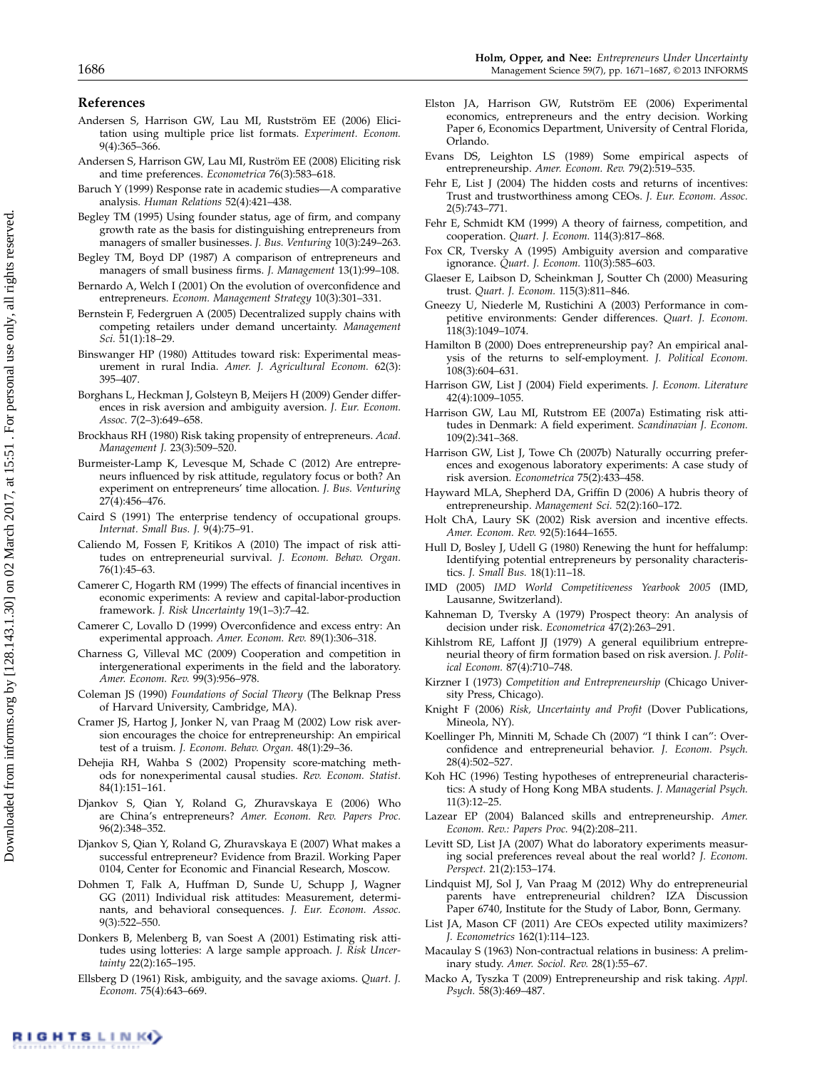## References

Andersen S, Harrison GW, Lau MI, Rustström EE (2006) Elicitation using multiple price list formats. *Experiment. Econom.* 9(4):365–366.

Andersen S, Harrison GW, Lau MI, Ruström EE (2008) Eliciting risk and time preferences. *Econometrica* 76(3):583–618.

Baruch Y (1999) Response rate in academic studies—A comparative analysis. *Human Relations* 52(4):421–438.

Begley TM (1995) Using founder status, age of firm, and company growth rate as the basis for distinguishing entrepreneurs from managers of smaller businesses. *J. Bus. Venturing* 10(3):249–263.

Begley TM, Boyd DP (1987) A comparison of entrepreneurs and managers of small business firms. *J. Management* 13(1):99–108.

Bernardo A, Welch I (2001) On the evolution of overconfidence and entrepreneurs. *Econom. Management Strategy* 10(3):301–331.

Bernstein F, Federgruen A (2005) Decentralized supply chains with competing retailers under demand uncertainty. *Management Sci.* 51(1):18–29.

Binswanger HP (1980) Attitudes toward risk: Experimental measurement in rural India. *Amer. J. Agricultural Econom.* 62(3): 395–407.

Borghans L, Heckman J, Golsteyn B, Meijers H (2009) Gender differences in risk aversion and ambiguity aversion. *J. Eur. Econom. Assoc.* 7(2–3):649–658.

Brockhaus RH (1980) Risk taking propensity of entrepreneurs. *Acad. Management J.* 23(3):509–520.

Burmeister-Lamp K, Levesque M, Schade C (2012) Are entrepreneurs influenced by risk attitude, regulatory focus or both? An experiment on entrepreneurs' time allocation. *J. Bus. Venturing* 27(4):456–476.

Caird S (1991) The enterprise tendency of occupational groups. *Internat. Small Bus. J.* 9(4):75–91.

Caliendo M, Fossen F, Kritikos A (2010) The impact of risk attitudes on entrepreneurial survival. *J. Econom. Behav. Organ.* 76(1):45–63.

Camerer C, Hogarth RM (1999) The effects of financial incentives in economic experiments: A review and capital-labor-production framework. *J. Risk Uncertainty* 19(1–3):7–42.

Camerer C, Lovallo D (1999) Overconfidence and excess entry: An experimental approach. *Amer. Econom. Rev.* 89(1):306–318.

Charness G, Villeval MC (2009) Cooperation and competition in intergenerational experiments in the field and the laboratory. *Amer. Econom. Rev.* 99(3):956–978.

Coleman JS (1990) *Foundations of Social Theory* (The Belknap Press of Harvard University, Cambridge, MA).

Cramer JS, Hartog J, Jonker N, van Praag M (2002) Low risk aversion encourages the choice for entrepreneurship: An empirical test of a truism. *J. Econom. Behav. Organ.* 48(1):29–36.

Dehejia RH, Wahba S (2002) Propensity score-matching methods for nonexperimental causal studies. *Rev. Econom. Statist.* 84(1):151–161.

Djankov S, Qian Y, Roland G, Zhuravskaya E (2006) Who are China's entrepreneurs? *Amer. Econom. Rev. Papers Proc.* 96(2):348–352.

Djankov S, Qian Y, Roland G, Zhuravskaya E (2007) What makes a successful entrepreneur? Evidence from Brazil. Working Paper 0104, Center for Economic and Financial Research, Moscow.

Dohmen T, Falk A, Huffman D, Sunde U, Schupp J, Wagner GG (2011) Individual risk attitudes: Measurement, determinants, and behavioral consequences. *J. Eur. Econom. Assoc.* 9(3):522–550.

Donkers B, Melenberg B, van Soest A (2001) Estimating risk attitudes using lotteries: A large sample approach. *J. Risk Uncertainty* 22(2):165–195.

Ellsberg D (1961) Risk, ambiguity, and the savage axioms. *Quart. J. Econom.* 75(4):643–669.

Elston JA, Harrison GW, Rutström EE (2006) Experimental economics, entrepreneurs and the entry decision. Working Paper 6, Economics Department, University of Central Florida, Orlando.

Evans DS, Leighton LS (1989) Some empirical aspects of entrepreneurship. *Amer. Econom. Rev.* 79(2):519–535.

Fehr E, List J (2004) The hidden costs and returns of incentives: Trust and trustworthiness among CEOs. *J. Eur. Econom. Assoc.* 2(5):743–771.

Fehr E, Schmidt KM (1999) A theory of fairness, competition, and cooperation. *Quart. J. Econom.* 114(3):817–868.

Fox CR, Tversky A (1995) Ambiguity aversion and comparative ignorance. *Quart. J. Econom.* 110(3):585–603.

Glaeser E, Laibson D, Scheinkman J, Soutter Ch (2000) Measuring trust. *Quart. J. Econom.* 115(3):811–846.

Gneezy U, Niederle M, Rustichini A (2003) Performance in competitive environments: Gender differences. *Quart. J. Econom.* 118(3):1049–1074.

Hamilton B (2000) Does entrepreneurship pay? An empirical analysis of the returns to self-employment. *J. Political Econom.* 108(3):604–631.

Harrison GW, List J (2004) Field experiments. *J. Econom. Literature* 42(4):1009–1055.

Harrison GW, Lau MI, Rutstrom EE (2007a) Estimating risk attitudes in Denmark: A field experiment. *Scandinavian J. Econom.* 109(2):341–368.

Harrison GW, List J, Towe Ch (2007b) Naturally occurring preferences and exogenous laboratory experiments: A case study of risk aversion. *Econometrica* 75(2):433–458.

Hayward MLA, Shepherd DA, Griffin D (2006) A hubris theory of entrepreneurship. *Management Sci.* 52(2):160–172.

Holt ChA, Laury SK (2002) Risk aversion and incentive effects. *Amer. Econom. Rev.* 92(5):1644–1655.

Hull D, Bosley J, Udell G (1980) Renewing the hunt for heffalump: Identifying potential entrepreneurs by personality characteristics. *J. Small Bus.* 18(1):11–18.

IMD (2005) *IMD World Competitiveness Yearbook 2005* (IMD, Lausanne, Switzerland).

Kahneman D, Tversky A (1979) Prospect theory: An analysis of decision under risk. *Econometrica* 47(2):263–291.

Kihlstrom RE, Laffont JJ (1979) A general equilibrium entrepreneurial theory of firm formation based on risk aversion. *J. Political Econom.* 87(4):710–748.

Kirzner I (1973) *Competition and Entrepreneurship* (Chicago University Press, Chicago).

Knight F (2006) *Risk, Uncertainty and Profit* (Dover Publications, Mineola, NY).

Koellinger Ph, Minniti M, Schade Ch (2007) "I think I can": Overconfidence and entrepreneurial behavior. *J. Econom. Psych.* 28(4):502–527.

Koh HC (1996) Testing hypotheses of entrepreneurial characteristics: A study of Hong Kong MBA students. *J. Managerial Psych.* 11(3):12–25.

Lazear EP (2004) Balanced skills and entrepreneurship. *Amer. Econom. Rev.: Papers Proc.* 94(2):208–211.

Levitt SD, List JA (2007) What do laboratory experiments measuring social preferences reveal about the real world? *J. Econom. Perspect.* 21(2):153–174.

Lindquist MJ, Sol J, Van Praag M (2012) Why do entrepreneurial parents have entrepreneurial children? IZA Discussion Paper 6740, Institute for the Study of Labor, Bonn, Germany.

List JA, Mason CF (2011) Are CEOs expected utility maximizers? *J. Econometrics* 162(1):114–123.

Macaulay S (1963) Non-contractual relations in business: A preliminary study. *Amer. Sociol. Rev.* 28(1):55–67.

Macko A, Tyszka T (2009) Entrepreneurship and risk taking. *Appl. Psych.* 58(3):469–487.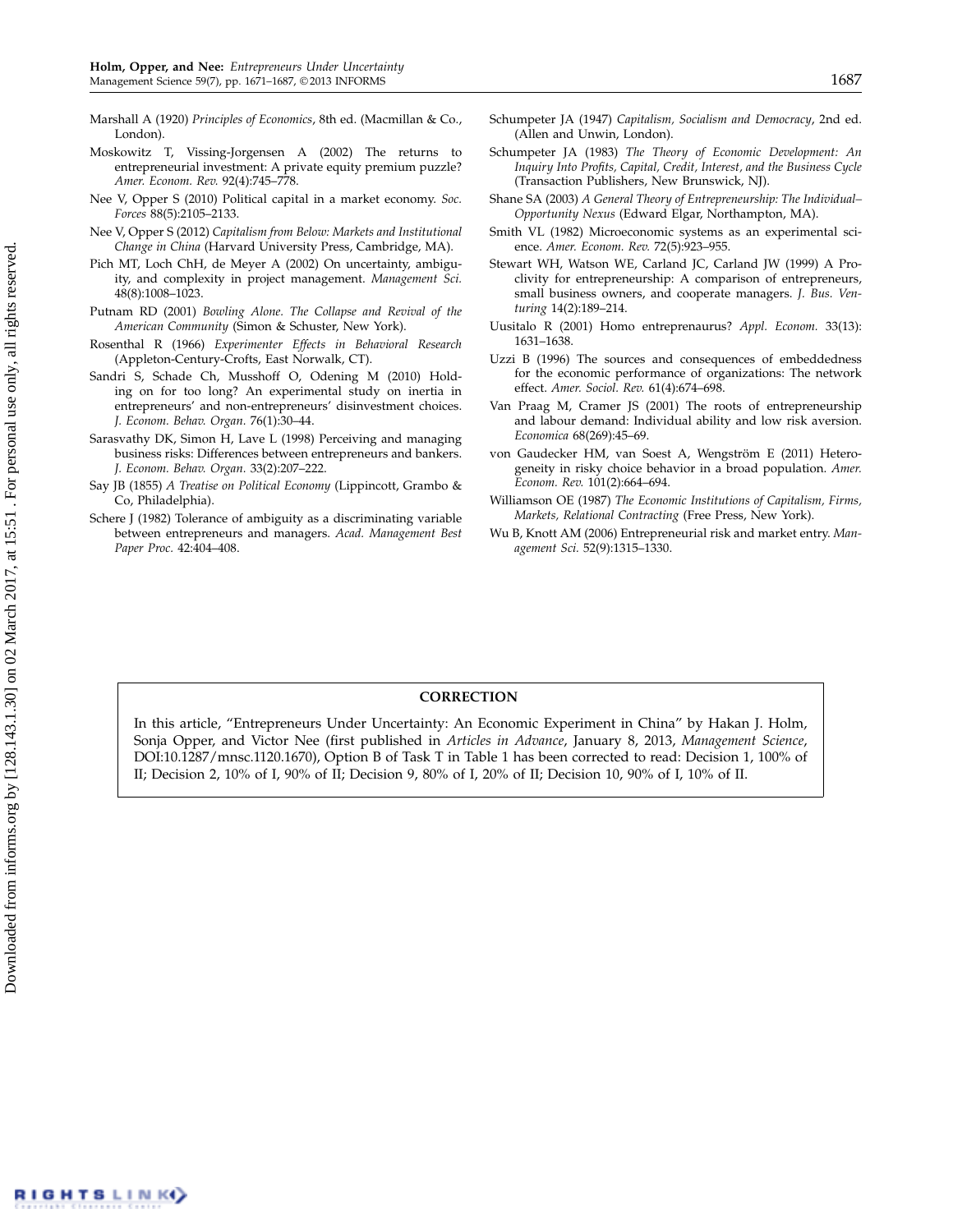Marshall A (1920) *Principles of Economics*, 8th ed. (Macmillan & Co., London).

Moskowitz T, Vissing-Jorgensen A (2002) The returns to entrepreneurial investment: A private equity premium puzzle? *Amer. Econom. Rev.* 92(4):745–778.

Nee V, Opper S (2010) Political capital in a market economy. *Soc. Forces* 88(5):2105–2133.

Nee V, Opper S (2012) *Capitalism from Below: Markets and Institutional Change in China* (Harvard University Press, Cambridge, MA).

Pich MT, Loch ChH, de Meyer A (2002) On uncertainty, ambiguity, and complexity in project management. *Management Sci.* 48(8):1008–1023.

Putnam RD (2001) *Bowling Alone. The Collapse and Revival of the American Community* (Simon & Schuster, New York).

Rosenthal R (1966) *Experimenter Effects in Behavioral Research* (Appleton-Century-Crofts, East Norwalk, CT).

Sandri S, Schade Ch, Musshoff O, Odening M (2010) Holding on for too long? An experimental study on inertia in entrepreneurs' and non-entrepreneurs' disinvestment choices. *J. Econom. Behav. Organ.* 76(1):30–44.

Sarasvathy DK, Simon H, Lave L (1998) Perceiving and managing business risks: Differences between entrepreneurs and bankers. *J. Econom. Behav. Organ.* 33(2):207–222.

Say JB (1855) *A Treatise on Political Economy* (Lippincott, Grambo & Co, Philadelphia).

Schere J (1982) Tolerance of ambiguity as a discriminating variable between entrepreneurs and managers. *Acad. Management Best Paper Proc.* 42:404–408.

Schumpeter JA (1947) *Capitalism, Socialism and Democracy*, 2nd ed. (Allen and Unwin, London).

Schumpeter JA (1983) *The Theory of Economic Development: An Inquiry Into Profits, Capital, Credit, Interest, and the Business Cycle* (Transaction Publishers, New Brunswick, NJ).

Shane SA (2003) *A General Theory of Entrepreneurship: The Individual–Opportunity Nexus* (Edward Elgar, Northampton, MA).

Smith VL (1982) Microeconomic systems as an experimental science. *Amer. Econom. Rev.* 72(5):923–955.

Stewart WH, Watson WE, Carland JC, Carland JW (1999) A Proclivity for entrepreneurship: A comparison of entrepreneurs, small business owners, and cooperate managers. *J. Bus. Venturing* 14(2):189–214.

Uusitalo R (2001) Homo entreprenaurus? *Appl. Econom.* 33(13): 1631–1638.

Uzzi B (1996) The sources and consequences of embeddedness for the economic performance of organizations: The network effect. *Amer. Sociol. Rev.* 61(4):674–698.

Van Praag M, Cramer JS (2001) The roots of entrepreneurship and labour demand: Individual ability and low risk aversion. *Economica* 68(269):45–69.

von Gaudecker HM, van Soest A, Wengström E (2011) Heterogeneity in risky choice behavior in a broad population. *Amer. Econom. Rev.* 101(2):664–694.

Williamson OE (1987) *The Economic Institutions of Capitalism, Firms, Markets, Relational Contracting* (Free Press, New York).

Wu B, Knott AM (2006) Entrepreneurial risk and market entry. *Management Sci.* 52(9):1315–1330.

## CORRECTION

In this article, "Entrepreneurs Under Uncertainty: An Economic Experiment in China" by Hakan J. Holm, Sonja Opper, and Victor Nee (first published in *Articles in Advance*, January 8, 2013, *Management Science*, DOI:10.1287/mnsc.1120.1670), Option B of Task T in Table 1 has been corrected to read: Decision 1, 100% of II; Decision 2, 10% of I, 90% of II; Decision 9, 80% of I, 20% of II; Decision 10, 90% of I, 10% of II.